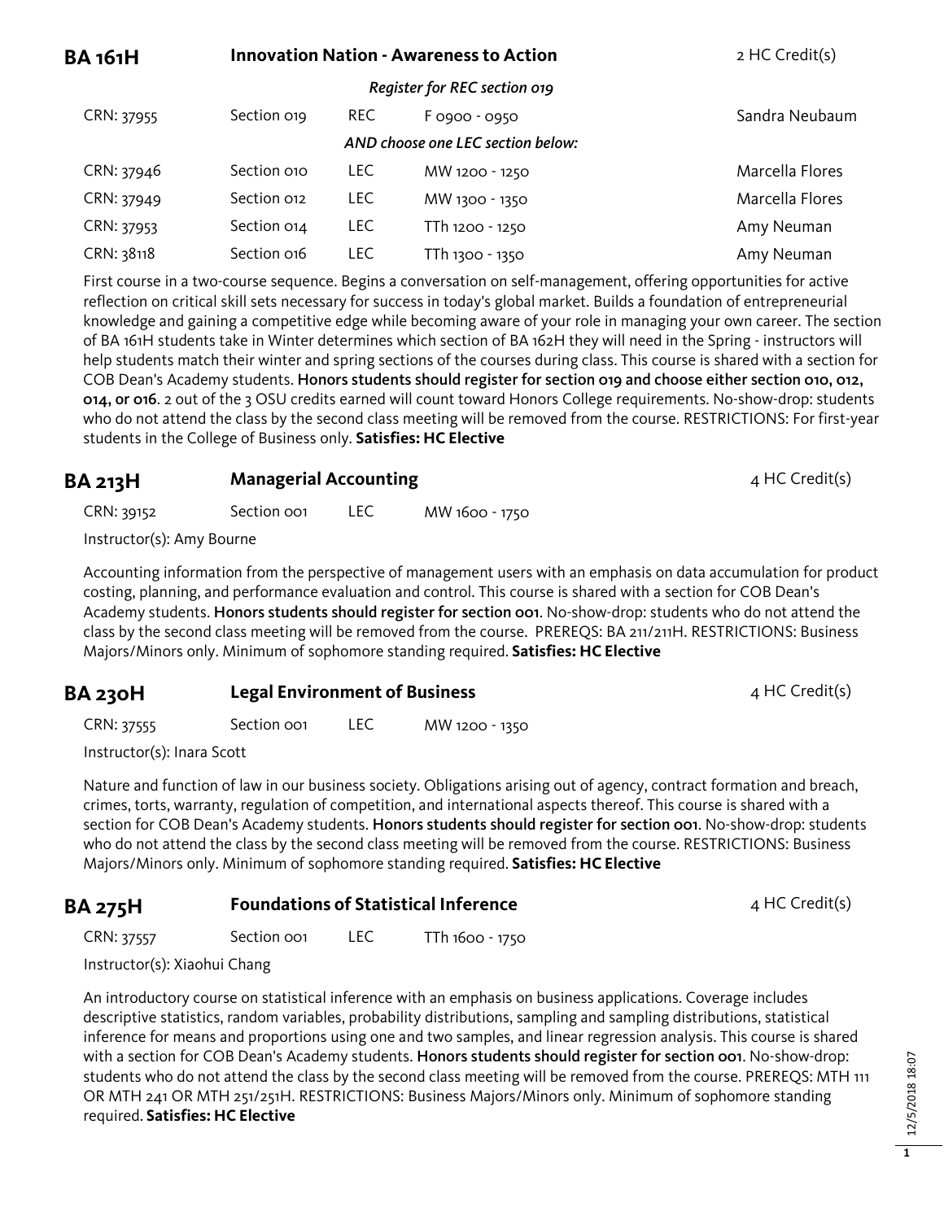## BA 161H — Innovation Nation - Awareness to Action — 2 HC Credit(s)

*Register for REC section 019*

| CRN | Section | Type | Time | Instructor |
|---|---|---|---|---|
| CRN: 37955 | Section 019 | REC | F 0900 - 0950 | Sandra Neubaum |

*AND choose one LEC section below:*

| CRN | Section | Type | Time | Instructor |
|---|---|---|---|---|
| CRN: 37946 | Section 010 | LEC | MW 1200 - 1250 | Marcella Flores |
| CRN: 37949 | Section 012 | LEC | MW 1300 - 1350 | Marcella Flores |
| CRN: 37953 | Section 014 | LEC | TTh 1200 - 1250 | Amy Neuman |
| CRN: 38118 | Section 016 | LEC | TTh 1300 - 1350 | Amy Neuman |

First course in a two-course sequence. Begins a conversation on self-management, offering opportunities for active reflection on critical skill sets necessary for success in today's global market. Builds a foundation of entrepreneurial knowledge and gaining a competitive edge while becoming aware of your role in managing your own career. The section of BA 161H students take in Winter determines which section of BA 162H they will need in the Spring - instructors will help students match their winter and spring sections of the courses during class. This course is shared with a section for COB Dean's Academy students. **Honors students should register for section 019 and choose either section 010, 012, 014, or 016**. 2 out of the 3 OSU credits earned will count toward Honors College requirements. No-show-drop: students who do not attend the class by the second class meeting will be removed from the course. RESTRICTIONS: For first-year students in the College of Business only. **Satisfies: HC Elective**

## BA 213H — Managerial Accounting — 4 HC Credit(s)

| CRN | Section | Type | Time |
|---|---|---|---|
| CRN: 39152 | Section 001 | LEC | MW 1600 - 1750 |

Instructor(s): Amy Bourne

Accounting information from the perspective of management users with an emphasis on data accumulation for product costing, planning, and performance evaluation and control. This course is shared with a section for COB Dean's Academy students. **Honors students should register for section 001**. No-show-drop: students who do not attend the class by the second class meeting will be removed from the course. PREREQS: BA 211/211H. RESTRICTIONS: Business Majors/Minors only. Minimum of sophomore standing required. **Satisfies: HC Elective**

## BA 230H — Legal Environment of Business — 4 HC Credit(s)

| CRN | Section | Type | Time |
|---|---|---|---|
| CRN: 37555 | Section 001 | LEC | MW 1200 - 1350 |

Instructor(s): Inara Scott

Nature and function of law in our business society. Obligations arising out of agency, contract formation and breach, crimes, torts, warranty, regulation of competition, and international aspects thereof. This course is shared with a section for COB Dean's Academy students. **Honors students should register for section 001**. No-show-drop: students who do not attend the class by the second class meeting will be removed from the course. RESTRICTIONS: Business Majors/Minors only. Minimum of sophomore standing required. **Satisfies: HC Elective**

## BA 275H — Foundations of Statistical Inference — 4 HC Credit(s)

| CRN | Section | Type | Time |
|---|---|---|---|
| CRN: 37557 | Section 001 | LEC | TTh 1600 - 1750 |

Instructor(s): Xiaohui Chang

An introductory course on statistical inference with an emphasis on business applications. Coverage includes descriptive statistics, random variables, probability distributions, sampling and sampling distributions, statistical inference for means and proportions using one and two samples, and linear regression analysis. This course is shared with a section for COB Dean's Academy students. **Honors students should register for section 001**. No-show-drop: students who do not attend the class by the second class meeting will be removed from the course. PREREQS: MTH 111 OR MTH 241 OR MTH 251/251H. RESTRICTIONS: Business Majors/Minors only. Minimum of sophomore standing required. **Satisfies: HC Elective**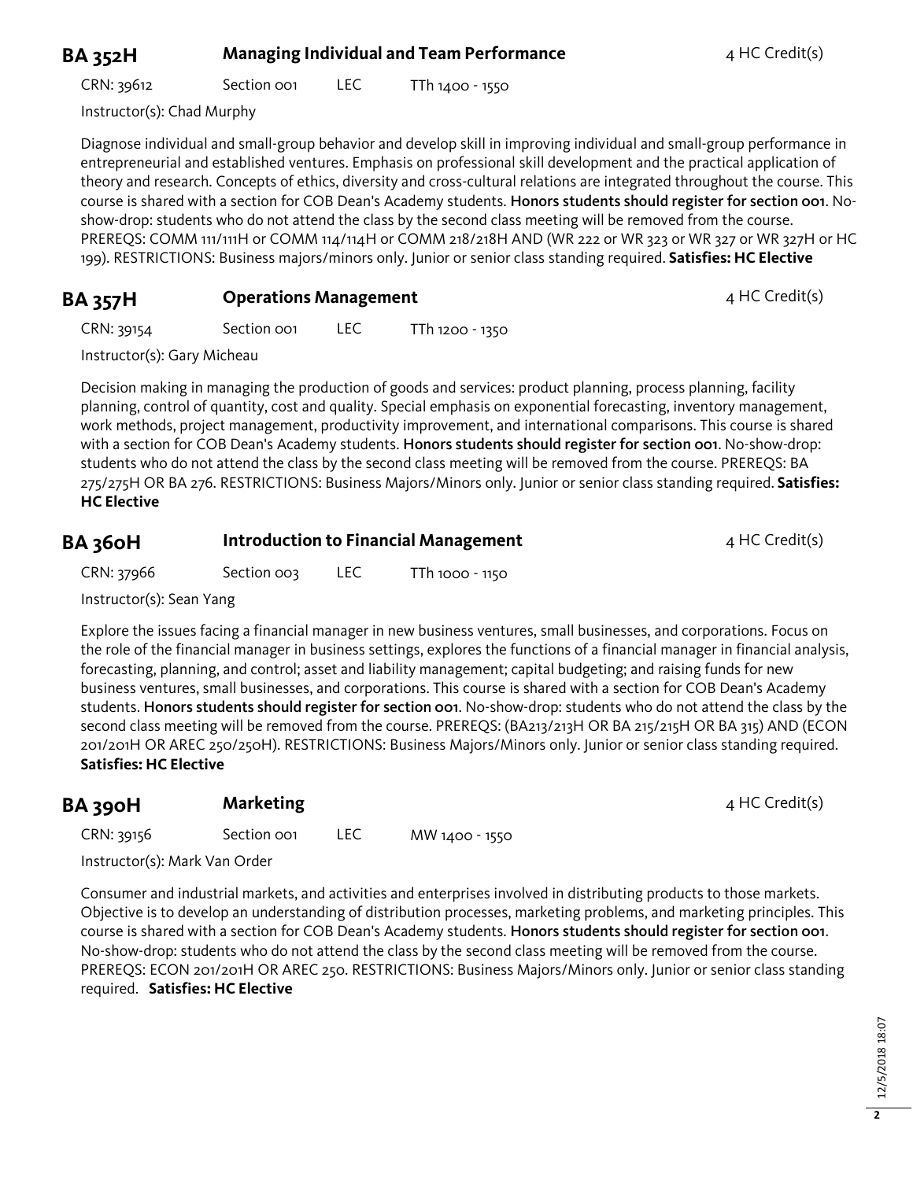## BA 352H — Managing Individual and Team Performance — 4 HC Credit(s)

CRN: 39612 | Section 001 | LEC | TTh 1400 - 1550

Instructor(s): Chad Murphy

Diagnose individual and small-group behavior and develop skill in improving individual and small-group performance in entrepreneurial and established ventures. Emphasis on professional skill development and the practical application of theory and research. Concepts of ethics, diversity and cross-cultural relations are integrated throughout the course. This course is shared with a section for COB Dean's Academy students. **Honors students should register for section 001**. No-show-drop: students who do not attend the class by the second class meeting will be removed from the course. PREREQS: COMM 111/111H or COMM 114/114H or COMM 218/218H AND (WR 222 or WR 323 or WR 327 or WR 327H or HC 199). RESTRICTIONS: Business majors/minors only. Junior or senior class standing required. **Satisfies: HC Elective**

## BA 357H — Operations Management — 4 HC Credit(s)

CRN: 39154 | Section 001 | LEC | TTh 1200 - 1350

Instructor(s): Gary Micheau

Decision making in managing the production of goods and services: product planning, process planning, facility planning, control of quantity, cost and quality. Special emphasis on exponential forecasting, inventory management, work methods, project management, productivity improvement, and international comparisons. This course is shared with a section for COB Dean's Academy students. **Honors students should register for section 001**. No-show-drop: students who do not attend the class by the second class meeting will be removed from the course. PREREQS: BA 275/275H OR BA 276. RESTRICTIONS: Business Majors/Minors only. Junior or senior class standing required. **Satisfies: HC Elective**

## BA 360H — Introduction to Financial Management — 4 HC Credit(s)

CRN: 37966 | Section 003 | LEC | TTh 1000 - 1150

Instructor(s): Sean Yang

Explore the issues facing a financial manager in new business ventures, small businesses, and corporations. Focus on the role of the financial manager in business settings, explores the functions of a financial manager in financial analysis, forecasting, planning, and control; asset and liability management; capital budgeting; and raising funds for new business ventures, small businesses, and corporations. This course is shared with a section for COB Dean's Academy students. **Honors students should register for section 001**. No-show-drop: students who do not attend the class by the second class meeting will be removed from the course. PREREQS: (BA213/213H OR BA 215/215H OR BA 315) AND (ECON 201/201H OR AREC 250/250H). RESTRICTIONS: Business Majors/Minors only. Junior or senior class standing required. **Satisfies: HC Elective**

## BA 390H — Marketing — 4 HC Credit(s)

CRN: 39156 | Section 001 | LEC | MW 1400 - 1550

Instructor(s): Mark Van Order

Consumer and industrial markets, and activities and enterprises involved in distributing products to those markets. Objective is to develop an understanding of distribution processes, marketing problems, and marketing principles. This course is shared with a section for COB Dean's Academy students. **Honors students should register for section 001**. No-show-drop: students who do not attend the class by the second class meeting will be removed from the course. PREREQS: ECON 201/201H OR AREC 250. RESTRICTIONS: Business Majors/Minors only. Junior or senior class standing required. **Satisfies: HC Elective**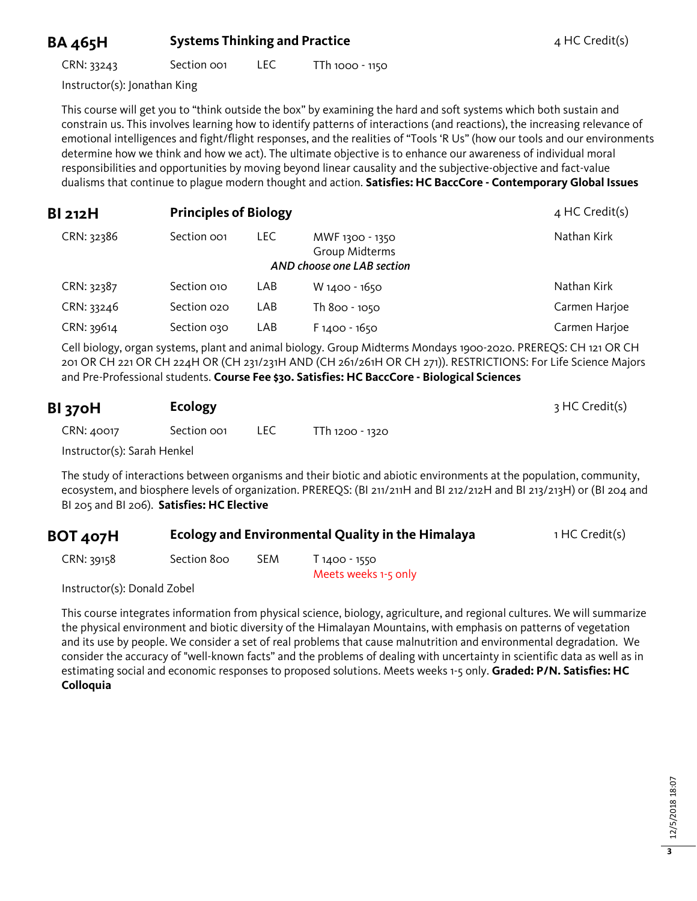## BA 465H — Systems Thinking and Practice — 4 HC Credit(s)

| CRN | Section | Type | Time |
|---|---|---|---|
| 33243 | Section 001 | LEC | TTh 1000 - 1150 |

Instructor(s): Jonathan King

This course will get you to "think outside the box" by examining the hard and soft systems which both sustain and constrain us. This involves learning how to identify patterns of interactions (and reactions), the increasing relevance of emotional intelligences and fight/flight responses, and the realities of "Tools 'R Us" (how our tools and our environments determine how we think and how we act). The ultimate objective is to enhance our awareness of individual moral responsibilities and opportunities by moving beyond linear causality and the subjective-objective and fact-value dualisms that continue to plague modern thought and action. **Satisfies: HC BaccCore - Contemporary Global Issues**

## BI 212H — Principles of Biology — 4 HC Credit(s)

| CRN | Section | Type | Time | Instructor |
|---|---|---|---|---|
| 32386 | Section 001 | LEC | MWF 1300 - 1350<br>Group Midterms | Nathan Kirk |
| | | | *AND choose one LAB section* | |
| 32387 | Section 010 | LAB | W 1400 - 1650 | Nathan Kirk |
| 33246 | Section 020 | LAB | Th 800 - 1050 | Carmen Harjoe |
| 39614 | Section 030 | LAB | F 1400 - 1650 | Carmen Harjoe |

Cell biology, organ systems, plant and animal biology. Group Midterms Mondays 1900-2020. PREREQS: CH 121 OR CH 201 OR CH 221 OR CH 224H OR (CH 231/231H AND (CH 261/261H OR CH 271)). RESTRICTIONS: For Life Science Majors and Pre-Professional students. **Course Fee $30. Satisfies: HC BaccCore - Biological Sciences**

## BI 370H — Ecology — 3 HC Credit(s)

| CRN | Section | Type | Time |
|---|---|---|---|
| 40017 | Section 001 | LEC | TTh 1200 - 1320 |

Instructor(s): Sarah Henkel

The study of interactions between organisms and their biotic and abiotic environments at the population, community, ecosystem, and biosphere levels of organization. PREREQS: (BI 211/211H and BI 212/212H and BI 213/213H) or (BI 204 and BI 205 and BI 206). **Satisfies: HC Elective**

## BOT 407H — Ecology and Environmental Quality in the Himalaya — 1 HC Credit(s)

| CRN | Section | Type | Time |
|---|---|---|---|
| 39158 | Section 800 | SEM | T 1400 - 1550<br>Meets weeks 1-5 only |

Instructor(s): Donald Zobel

This course integrates information from physical science, biology, agriculture, and regional cultures. We will summarize the physical environment and biotic diversity of the Himalayan Mountains, with emphasis on patterns of vegetation and its use by people. We consider a set of real problems that cause malnutrition and environmental degradation. We consider the accuracy of "well-known facts" and the problems of dealing with uncertainty in scientific data as well as in estimating social and economic responses to proposed solutions. Meets weeks 1-5 only. **Graded: P/N. Satisfies: HC Colloquia**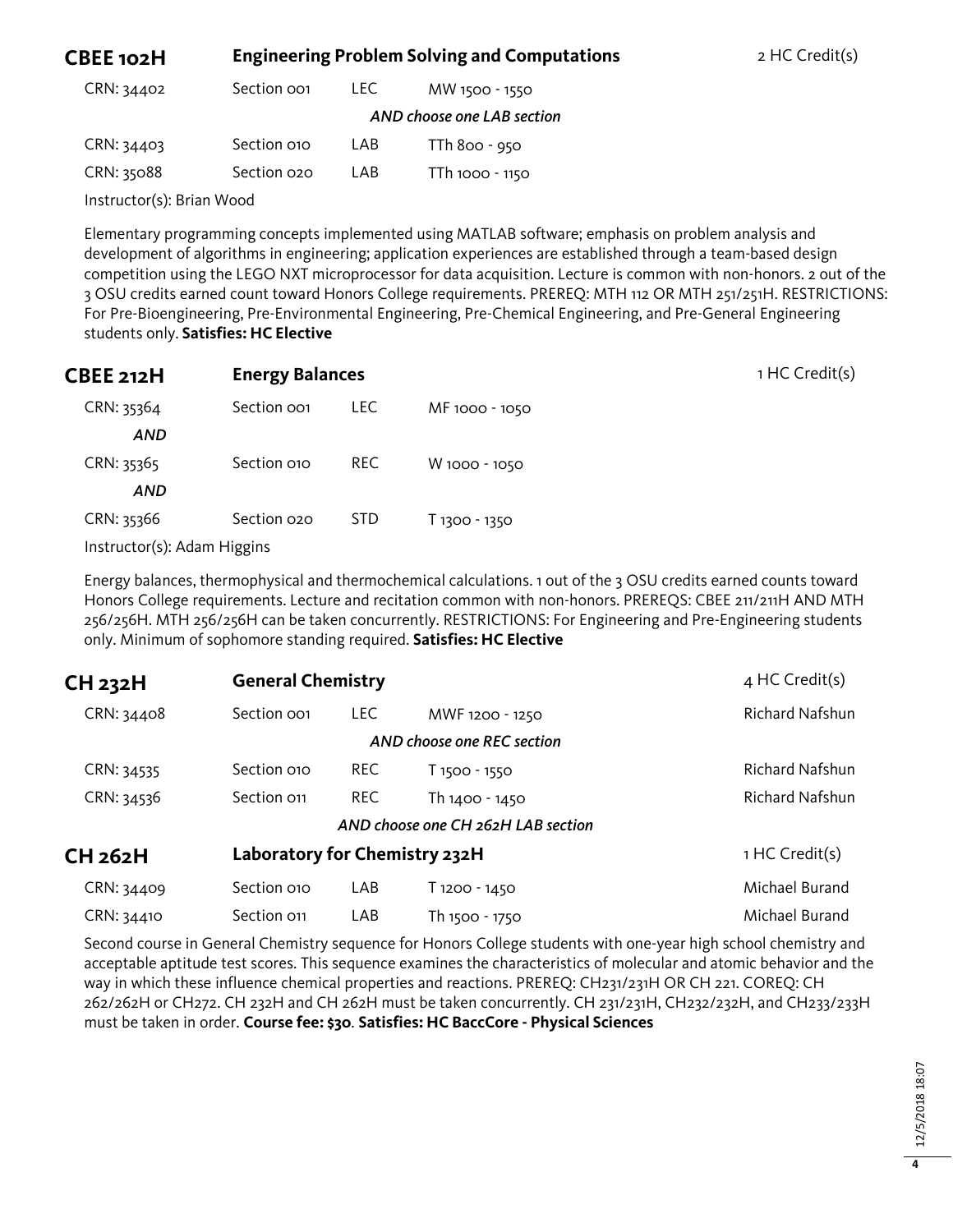## CBEE 102H — Engineering Problem Solving and Computations — 2 HC Credit(s)

| CRN | Section | Type | Time |
|---|---|---|---|
| CRN: 34402 | Section 001 | LEC | MW 1500 - 1550 |
| *AND choose one LAB section* | | | |
| CRN: 34403 | Section 010 | LAB | TTh 800 - 950 |
| CRN: 35088 | Section 020 | LAB | TTh 1000 - 1150 |

Instructor(s): Brian Wood

Elementary programming concepts implemented using MATLAB software; emphasis on problem analysis and development of algorithms in engineering; application experiences are established through a team-based design competition using the LEGO NXT microprocessor for data acquisition. Lecture is common with non-honors. 2 out of the 3 OSU credits earned count toward Honors College requirements. PREREQ: MTH 112 OR MTH 251/251H. RESTRICTIONS: For Pre-Bioengineering, Pre-Environmental Engineering, Pre-Chemical Engineering, and Pre-General Engineering students only. **Satisfies: HC Elective**

## CBEE 212H — Energy Balances — 1 HC Credit(s)

| CRN | Section | Type | Time |
|---|---|---|---|
| CRN: 35364 | Section 001 | LEC | MF 1000 - 1050 |
| *AND* | | | |
| CRN: 35365 | Section 010 | REC | W 1000 - 1050 |
| *AND* | | | |
| CRN: 35366 | Section 020 | STD | T 1300 - 1350 |

Instructor(s): Adam Higgins

Energy balances, thermophysical and thermochemical calculations. 1 out of the 3 OSU credits earned counts toward Honors College requirements. Lecture and recitation common with non-honors. PREREQS: CBEE 211/211H AND MTH 256/256H. MTH 256/256H can be taken concurrently. RESTRICTIONS: For Engineering and Pre-Engineering students only. Minimum of sophomore standing required. **Satisfies: HC Elective**

## CH 232H — General Chemistry — 4 HC Credit(s)

| CRN | Section | Type | Time | Instructor |
|---|---|---|---|---|
| CRN: 34408 | Section 001 | LEC | MWF 1200 - 1250 | Richard Nafshun |
| *AND choose one REC section* | | | | |
| CRN: 34535 | Section 010 | REC | T 1500 - 1550 | Richard Nafshun |
| CRN: 34536 | Section 011 | REC | Th 1400 - 1450 | Richard Nafshun |
| *AND choose one CH 262H LAB section* | | | | |

## CH 262H — Laboratory for Chemistry 232H — 1 HC Credit(s)

| CRN | Section | Type | Time | Instructor |
|---|---|---|---|---|
| CRN: 34409 | Section 010 | LAB | T 1200 - 1450 | Michael Burand |
| CRN: 34410 | Section 011 | LAB | Th 1500 - 1750 | Michael Burand |

Second course in General Chemistry sequence for Honors College students with one-year high school chemistry and acceptable aptitude test scores. This sequence examines the characteristics of molecular and atomic behavior and the way in which these influence chemical properties and reactions. PREREQ: CH231/231H OR CH 221. COREQ: CH 262/262H or CH272. CH 232H and CH 262H must be taken concurrently. CH 231/231H, CH232/232H, and CH233/233H must be taken in order. **Course fee: $30**. **Satisfies: HC BaccCore - Physical Sciences**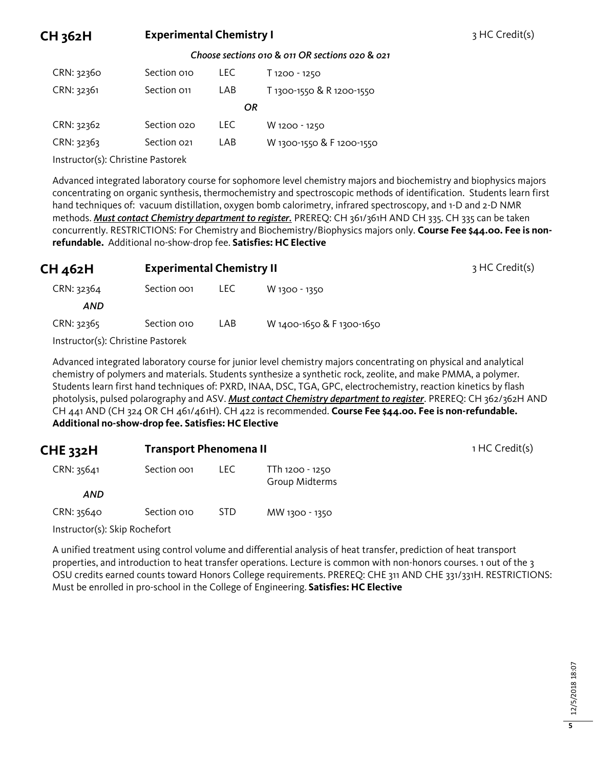## CH 362H — Experimental Chemistry I — 3 HC Credit(s)

*Choose sections 010 & 011 OR sections 020 & 021*

| CRN | Section | Type | Time |
|---|---|---|---|
| CRN: 32360 | Section 010 | LEC | T 1200 - 1250 |
| CRN: 32361 | Section 011 | LAB | T 1300-1550 & R 1200-1550 |
| | | *OR* | |
| CRN: 32362 | Section 020 | LEC | W 1200 - 1250 |
| CRN: 32363 | Section 021 | LAB | W 1300-1550 & F 1200-1550 |

Instructor(s): Christine Pastorek

Advanced integrated laboratory course for sophomore level chemistry majors and biochemistry and biophysics majors concentrating on organic synthesis, thermochemistry and spectroscopic methods of identification. Students learn first hand techniques of: vacuum distillation, oxygen bomb calorimetry, infrared spectroscopy, and 1-D and 2-D NMR methods. ***Must contact Chemistry department to register.*** PREREQ: CH 361/361H AND CH 335. CH 335 can be taken concurrently. RESTRICTIONS: For Chemistry and Biochemistry/Biophysics majors only. **Course Fee $44.00. Fee is non-refundable.** Additional no-show-drop fee. **Satisfies: HC Elective**

## CH 462H — Experimental Chemistry II — 3 HC Credit(s)

| CRN | Section | Type | Time |
|---|---|---|---|
| CRN: 32364 | Section 001 | LEC | W 1300 - 1350 |
| *AND* | | | |
| CRN: 32365 | Section 010 | LAB | W 1400-1650 & F 1300-1650 |

Instructor(s): Christine Pastorek

Advanced integrated laboratory course for junior level chemistry majors concentrating on physical and analytical chemistry of polymers and materials. Students synthesize a synthetic rock, zeolite, and make PMMA, a polymer. Students learn first hand techniques of: PXRD, INAA, DSC, TGA, GPC, electrochemistry, reaction kinetics by flash photolysis, pulsed polarography and ASV. ***Must contact Chemistry department to register***. PREREQ: CH 362/362H AND CH 441 AND (CH 324 OR CH 461/461H). CH 422 is recommended. **Course Fee $44.00. Fee is non-refundable. Additional no-show-drop fee. Satisfies: HC Elective**

## CHE 332H — Transport Phenomena II — 1 HC Credit(s)

| CRN | Section | Type | Time |
|---|---|---|---|
| CRN: 35641 | Section 001 | LEC | TTh 1200 - 1250 Group Midterms |
| *AND* | | | |
| CRN: 35640 | Section 010 | STD | MW 1300 - 1350 |

Instructor(s): Skip Rochefort

A unified treatment using control volume and differential analysis of heat transfer, prediction of heat transport properties, and introduction to heat transfer operations. Lecture is common with non-honors courses. 1 out of the 3 OSU credits earned counts toward Honors College requirements. PREREQ: CHE 311 AND CHE 331/331H. RESTRICTIONS: Must be enrolled in pro-school in the College of Engineering. **Satisfies: HC Elective**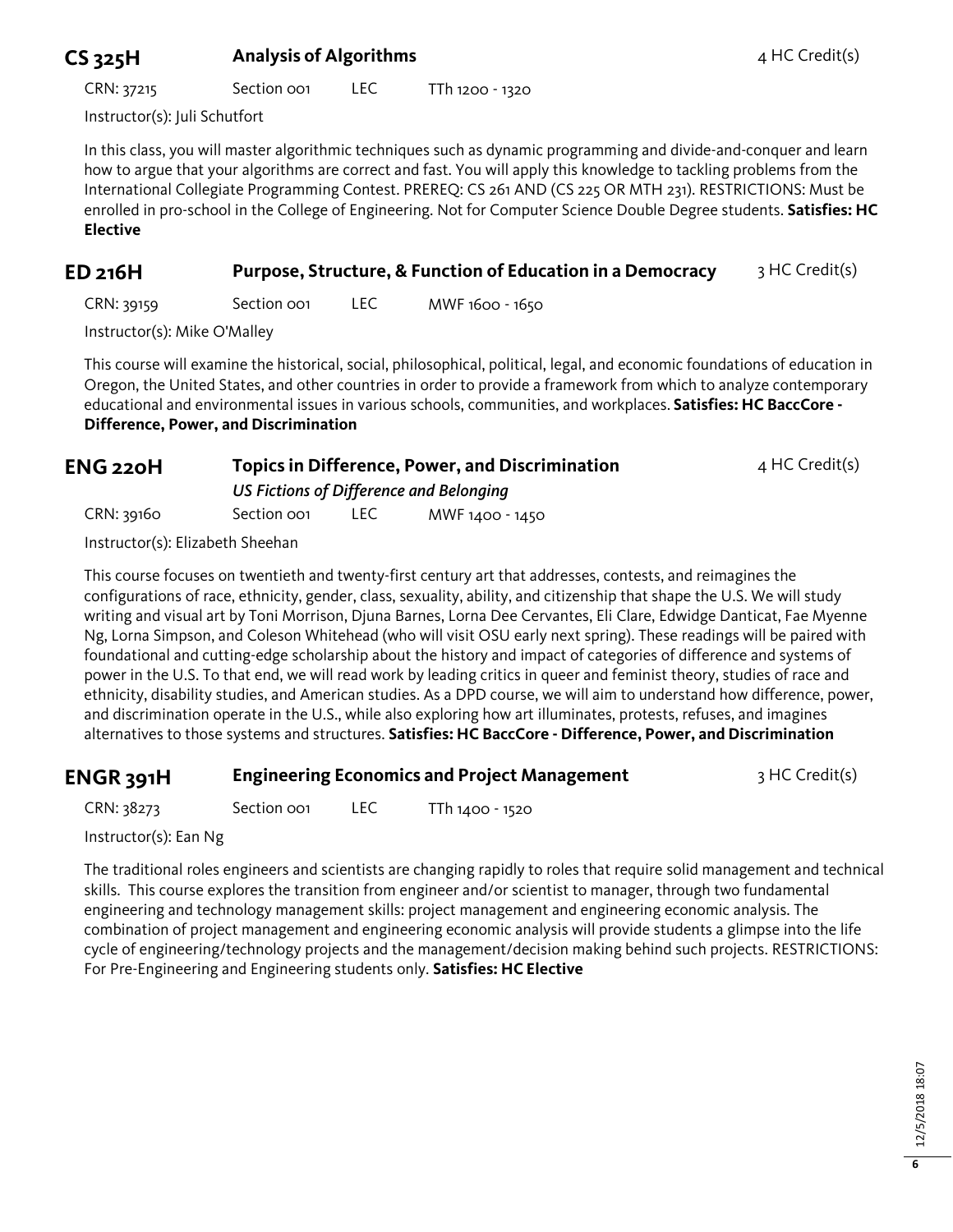## CS 325H — Analysis of Algorithms — 4 HC Credit(s)

CRN: 37215 | Section 001 | LEC | TTh 1200 - 1320

Instructor(s): Juli Schutfort

In this class, you will master algorithmic techniques such as dynamic programming and divide-and-conquer and learn how to argue that your algorithms are correct and fast. You will apply this knowledge to tackling problems from the International Collegiate Programming Contest. PREREQ: CS 261 AND (CS 225 OR MTH 231). RESTRICTIONS: Must be enrolled in pro-school in the College of Engineering. Not for Computer Science Double Degree students. **Satisfies: HC Elective**

## ED 216H — Purpose, Structure, & Function of Education in a Democracy — 3 HC Credit(s)

CRN: 39159 | Section 001 | LEC | MWF 1600 - 1650

Instructor(s): Mike O'Malley

This course will examine the historical, social, philosophical, political, legal, and economic foundations of education in Oregon, the United States, and other countries in order to provide a framework from which to analyze contemporary educational and environmental issues in various schools, communities, and workplaces. **Satisfies: HC BaccCore - Difference, Power, and Discrimination**

## ENG 220H — Topics in Difference, Power, and Discrimination — 4 HC Credit(s)

***US Fictions of Difference and Belonging***

CRN: 39160 | Section 001 | LEC | MWF 1400 - 1450

Instructor(s): Elizabeth Sheehan

This course focuses on twentieth and twenty-first century art that addresses, contests, and reimagines the configurations of race, ethnicity, gender, class, sexuality, ability, and citizenship that shape the U.S. We will study writing and visual art by Toni Morrison, Djuna Barnes, Lorna Dee Cervantes, Eli Clare, Edwidge Danticat, Fae Myenne Ng, Lorna Simpson, and Coleson Whitehead (who will visit OSU early next spring). These readings will be paired with foundational and cutting-edge scholarship about the history and impact of categories of difference and systems of power in the U.S. To that end, we will read work by leading critics in queer and feminist theory, studies of race and ethnicity, disability studies, and American studies. As a DPD course, we will aim to understand how difference, power, and discrimination operate in the U.S., while also exploring how art illuminates, protests, refuses, and imagines alternatives to those systems and structures. **Satisfies: HC BaccCore - Difference, Power, and Discrimination**

## ENGR 391H — Engineering Economics and Project Management — 3 HC Credit(s)

CRN: 38273 | Section 001 | LEC | TTh 1400 - 1520

Instructor(s): Ean Ng

The traditional roles engineers and scientists are changing rapidly to roles that require solid management and technical skills. This course explores the transition from engineer and/or scientist to manager, through two fundamental engineering and technology management skills: project management and engineering economic analysis. The combination of project management and engineering economic analysis will provide students a glimpse into the life cycle of engineering/technology projects and the management/decision making behind such projects. RESTRICTIONS: For Pre-Engineering and Engineering students only. **Satisfies: HC Elective**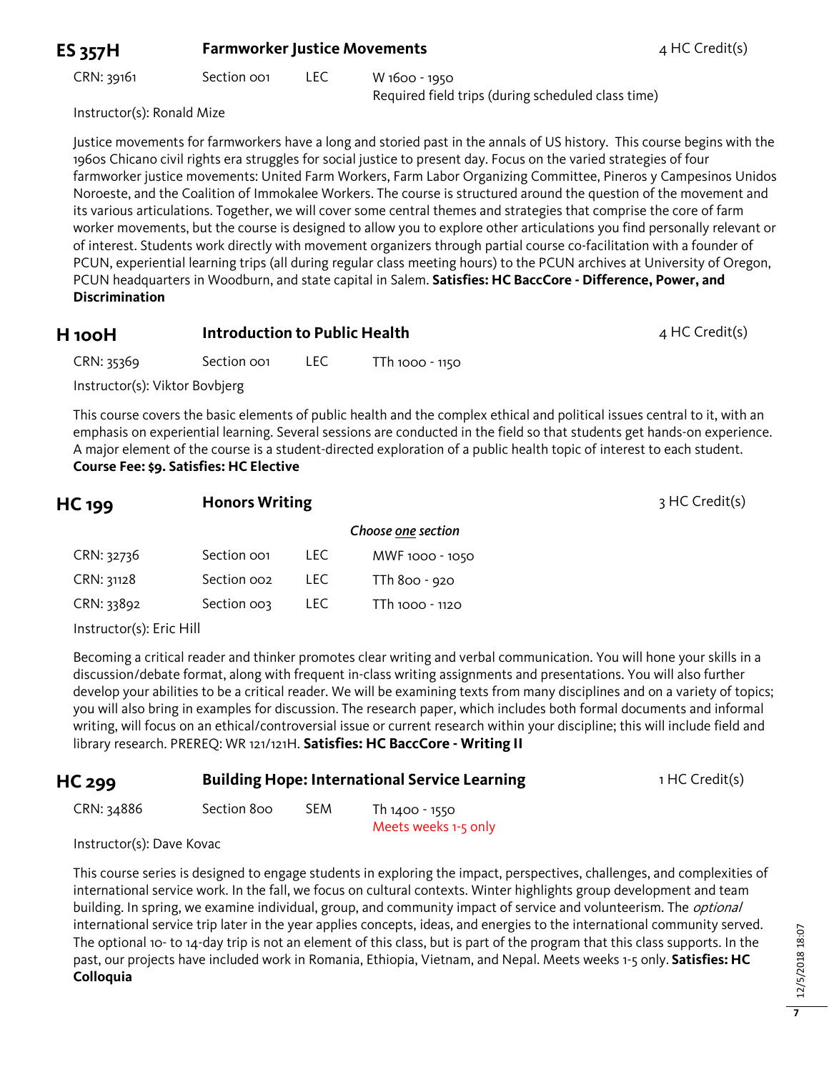## ES 357H — Farmworker Justice Movements — 4 HC Credit(s)

| CRN | Section | Type | Time |
|---|---|---|---|
| CRN: 39161 | Section 001 | LEC | W 1600 - 1950<br>Required field trips (during scheduled class time) |

Instructor(s): Ronald Mize

Justice movements for farmworkers have a long and storied past in the annals of US history. This course begins with the 1960s Chicano civil rights era struggles for social justice to present day. Focus on the varied strategies of four farmworker justice movements: United Farm Workers, Farm Labor Organizing Committee, Pineros y Campesinos Unidos Noroeste, and the Coalition of Immokalee Workers. The course is structured around the question of the movement and its various articulations. Together, we will cover some central themes and strategies that comprise the core of farm worker movements, but the course is designed to allow you to explore other articulations you find personally relevant or of interest. Students work directly with movement organizers through partial course co-facilitation with a founder of PCUN, experiential learning trips (all during regular class meeting hours) to the PCUN archives at University of Oregon, PCUN headquarters in Woodburn, and state capital in Salem. **Satisfies: HC BaccCore - Difference, Power, and Discrimination**

## H 100H — Introduction to Public Health — 4 HC Credit(s)

| CRN | Section | Type | Time |
|---|---|---|---|
| CRN: 35369 | Section 001 | LEC | TTh 1000 - 1150 |

Instructor(s): Viktor Bovbjerg

This course covers the basic elements of public health and the complex ethical and political issues central to it, with an emphasis on experiential learning. Several sessions are conducted in the field so that students get hands-on experience. A major element of the course is a student-directed exploration of a public health topic of interest to each student. **Course Fee: $9. Satisfies: HC Elective**

## HC 199 — Honors Writing — 3 HC Credit(s)

*Choose one section*

| CRN | Section | Type | Time |
|---|---|---|---|
| CRN: 32736 | Section 001 | LEC | MWF 1000 - 1050 |
| CRN: 31128 | Section 002 | LEC | TTh 800 - 920 |
| CRN: 33892 | Section 003 | LEC | TTh 1000 - 1120 |

Instructor(s): Eric Hill

Becoming a critical reader and thinker promotes clear writing and verbal communication. You will hone your skills in a discussion/debate format, along with frequent in-class writing assignments and presentations. You will also further develop your abilities to be a critical reader. We will be examining texts from many disciplines and on a variety of topics; you will also bring in examples for discussion. The research paper, which includes both formal documents and informal writing, will focus on an ethical/controversial issue or current research within your discipline; this will include field and library research. PREREQ: WR 121/121H. **Satisfies: HC BaccCore - Writing II**

## HC 299 — Building Hope: International Service Learning — 1 HC Credit(s)

| CRN | Section | Type | Time |
|---|---|---|---|
| CRN: 34886 | Section 800 | SEM | Th 1400 - 1550<br>Meets weeks 1-5 only |

Instructor(s): Dave Kovac

This course series is designed to engage students in exploring the impact, perspectives, challenges, and complexities of international service work. In the fall, we focus on cultural contexts. Winter highlights group development and team building. In spring, we examine individual, group, and community impact of service and volunteerism. The *optional* international service trip later in the year applies concepts, ideas, and energies to the international community served. The optional 10- to 14-day trip is not an element of this class, but is part of the program that this class supports. In the past, our projects have included work in Romania, Ethiopia, Vietnam, and Nepal. Meets weeks 1-5 only. **Satisfies: HC Colloquia**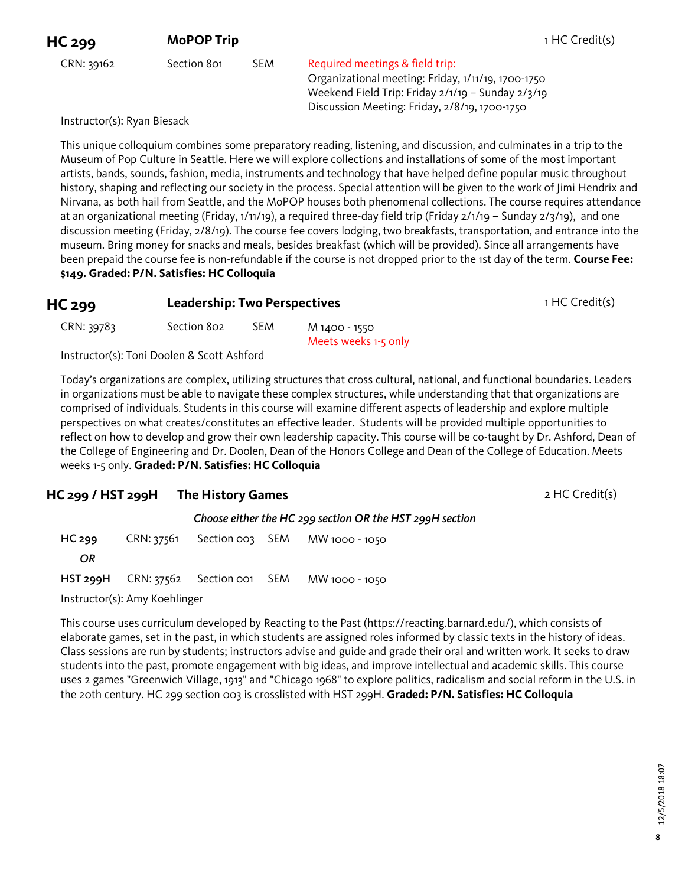## HC 299 — MoPOP Trip — 1 HC Credit(s)

CRN: 39162 | Section 801 | SEM

Required meetings & field trip:
Organizational meeting: Friday, 1/11/19, 1700-1750
Weekend Field Trip: Friday 2/1/19 – Sunday 2/3/19
Discussion Meeting: Friday, 2/8/19, 1700-1750

Instructor(s): Ryan Biesack

This unique colloquium combines some preparatory reading, listening, and discussion, and culminates in a trip to the Museum of Pop Culture in Seattle. Here we will explore collections and installations of some of the most important artists, bands, sounds, fashion, media, instruments and technology that have helped define popular music throughout history, shaping and reflecting our society in the process. Special attention will be given to the work of Jimi Hendrix and Nirvana, as both hail from Seattle, and the MoPOP houses both phenomenal collections. The course requires attendance at an organizational meeting (Friday, 1/11/19), a required three-day field trip (Friday 2/1/19 – Sunday 2/3/19), and one discussion meeting (Friday, 2/8/19). The course fee covers lodging, two breakfasts, transportation, and entrance into the museum. Bring money for snacks and meals, besides breakfast (which will be provided). Since all arrangements have been prepaid the course fee is non-refundable if the course is not dropped prior to the 1st day of the term. **Course Fee: $149. Graded: P/N. Satisfies: HC Colloquia**

## HC 299 — Leadership: Two Perspectives — 1 HC Credit(s)

CRN: 39783 | Section 802 | SEM | M 1400 - 1550
Meets weeks 1-5 only

Instructor(s): Toni Doolen & Scott Ashford

Today's organizations are complex, utilizing structures that cross cultural, national, and functional boundaries. Leaders in organizations must be able to navigate these complex structures, while understanding that that organizations are comprised of individuals. Students in this course will examine different aspects of leadership and explore multiple perspectives on what creates/constitutes an effective leader. Students will be provided multiple opportunities to reflect on how to develop and grow their own leadership capacity. This course will be co-taught by Dr. Ashford, Dean of the College of Engineering and Dr. Doolen, Dean of the Honors College and Dean of the College of Education. Meets weeks 1-5 only. **Graded: P/N. Satisfies: HC Colloquia**

## HC 299 / HST 299H — The History Games — 2 HC Credit(s)

*Choose either the HC 299 section OR the HST 299H section*

**HC 299** | CRN: 37561 | Section 003 | SEM | MW 1000 - 1050

*OR*

**HST 299H** | CRN: 37562 | Section 001 | SEM | MW 1000 - 1050

Instructor(s): Amy Koehlinger

This course uses curriculum developed by Reacting to the Past (https://reacting.barnard.edu/), which consists of elaborate games, set in the past, in which students are assigned roles informed by classic texts in the history of ideas. Class sessions are run by students; instructors advise and guide and grade their oral and written work. It seeks to draw students into the past, promote engagement with big ideas, and improve intellectual and academic skills. This course uses 2 games "Greenwich Village, 1913" and "Chicago 1968" to explore politics, radicalism and social reform in the U.S. in the 20th century. HC 299 section 003 is crosslisted with HST 299H. **Graded: P/N. Satisfies: HC Colloquia**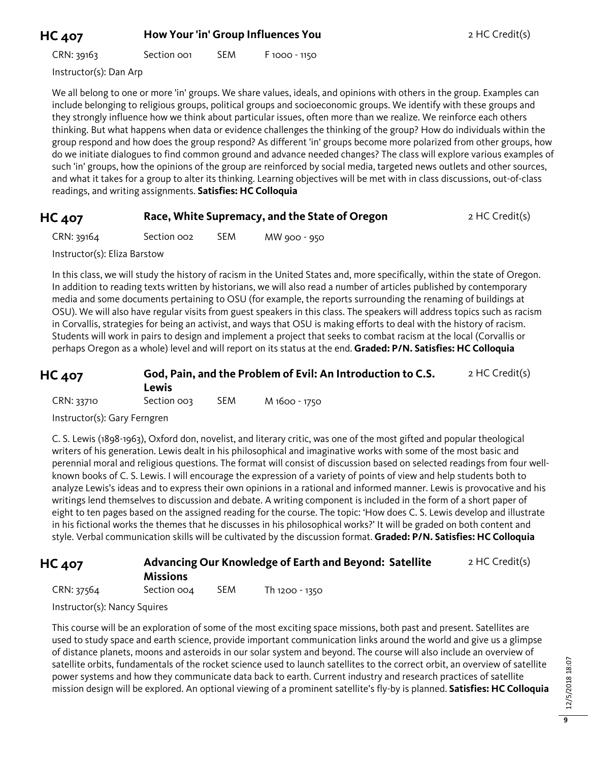## HC 407 — How Your 'in' Group Influences You — 2 HC Credit(s)

CRN: 39163 | Section 001 | SEM | F 1000 - 1150

Instructor(s): Dan Arp

We all belong to one or more 'in' groups. We share values, ideals, and opinions with others in the group. Examples can include belonging to religious groups, political groups and socioeconomic groups. We identify with these groups and they strongly influence how we think about particular issues, often more than we realize. We reinforce each others thinking. But what happens when data or evidence challenges the thinking of the group? How do individuals within the group respond and how does the group respond? As different 'in' groups become more polarized from other groups, how do we initiate dialogues to find common ground and advance needed changes? The class will explore various examples of such 'in' groups, how the opinions of the group are reinforced by social media, targeted news outlets and other sources, and what it takes for a group to alter its thinking. Learning objectives will be met with in class discussions, out-of-class readings, and writing assignments. **Satisfies: HC Colloquia**

## HC 407 — Race, White Supremacy, and the State of Oregon — 2 HC Credit(s)

CRN: 39164 | Section 002 | SEM | MW 900 - 950

Instructor(s): Eliza Barstow

In this class, we will study the history of racism in the United States and, more specifically, within the state of Oregon. In addition to reading texts written by historians, we will also read a number of articles published by contemporary media and some documents pertaining to OSU (for example, the reports surrounding the renaming of buildings at OSU). We will also have regular visits from guest speakers in this class. The speakers will address topics such as racism in Corvallis, strategies for being an activist, and ways that OSU is making efforts to deal with the history of racism. Students will work in pairs to design and implement a project that seeks to combat racism at the local (Corvallis or perhaps Oregon as a whole) level and will report on its status at the end. **Graded: P/N. Satisfies: HC Colloquia**

## HC 407 — God, Pain, and the Problem of Evil: An Introduction to C.S. Lewis — 2 HC Credit(s)

CRN: 33710 | Section 003 | SEM | M 1600 - 1750

Instructor(s): Gary Ferngren

C. S. Lewis (1898-1963), Oxford don, novelist, and literary critic, was one of the most gifted and popular theological writers of his generation. Lewis dealt in his philosophical and imaginative works with some of the most basic and perennial moral and religious questions. The format will consist of discussion based on selected readings from four well-known books of C. S. Lewis. I will encourage the expression of a variety of points of view and help students both to analyze Lewis's ideas and to express their own opinions in a rational and informed manner. Lewis is provocative and his writings lend themselves to discussion and debate. A writing component is included in the form of a short paper of eight to ten pages based on the assigned reading for the course. The topic: 'How does C. S. Lewis develop and illustrate in his fictional works the themes that he discusses in his philosophical works?' It will be graded on both content and style. Verbal communication skills will be cultivated by the discussion format. **Graded: P/N. Satisfies: HC Colloquia**

## HC 407 — Advancing Our Knowledge of Earth and Beyond: Satellite Missions — 2 HC Credit(s)

CRN: 37564 | Section 004 | SEM | Th 1200 - 1350

Instructor(s): Nancy Squires

This course will be an exploration of some of the most exciting space missions, both past and present. Satellites are used to study space and earth science, provide important communication links around the world and give us a glimpse of distance planets, moons and asteroids in our solar system and beyond. The course will also include an overview of satellite orbits, fundamentals of the rocket science used to launch satellites to the correct orbit, an overview of satellite power systems and how they communicate data back to earth. Current industry and research practices of satellite mission design will be explored. An optional viewing of a prominent satellite's fly-by is planned. **Satisfies: HC Colloquia**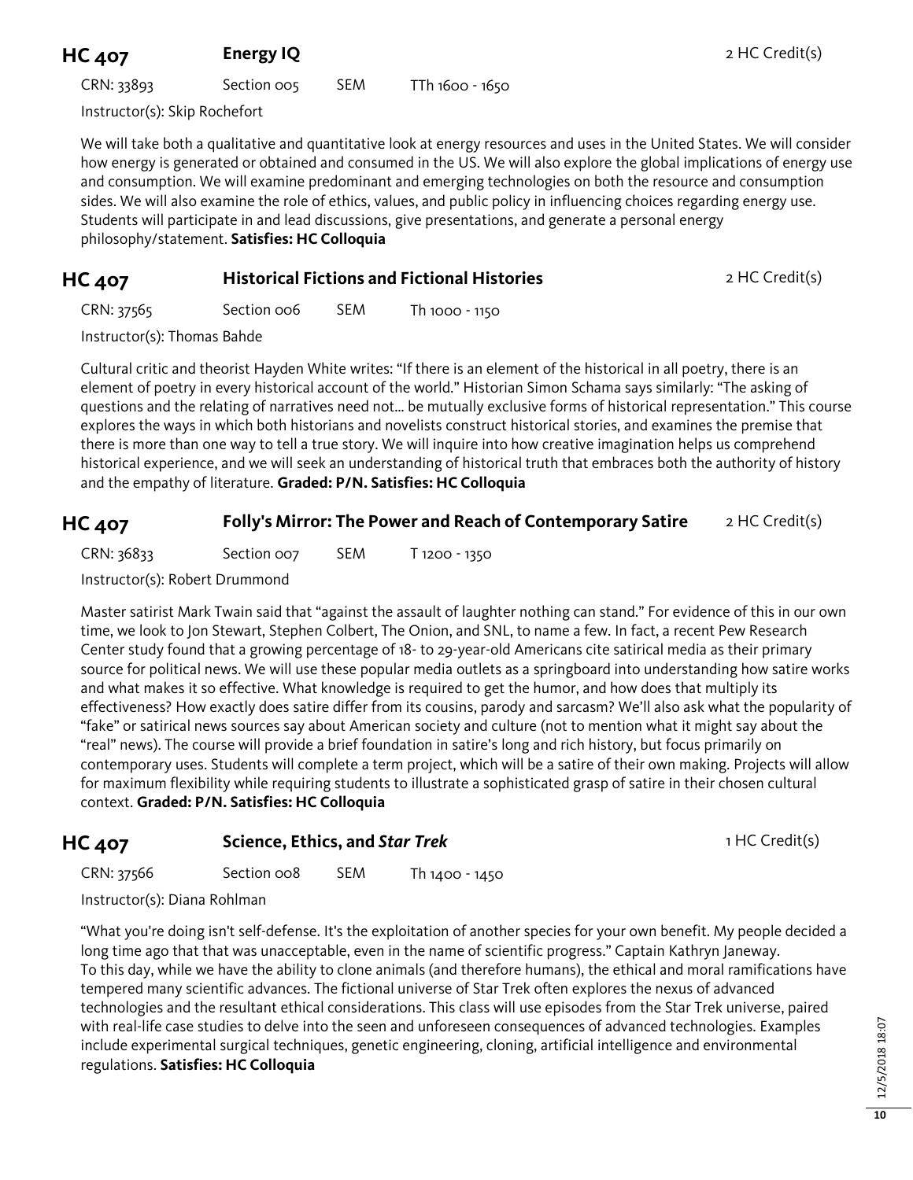## HC 407 Energy IQ

2 HC Credit(s)

CRN: 33893 Section 005 SEM TTh 1600 - 1650

Instructor(s): Skip Rochefort

We will take both a qualitative and quantitative look at energy resources and uses in the United States. We will consider how energy is generated or obtained and consumed in the US. We will also explore the global implications of energy use and consumption. We will examine predominant and emerging technologies on both the resource and consumption sides. We will also examine the role of ethics, values, and public policy in influencing choices regarding energy use. Students will participate in and lead discussions, give presentations, and generate a personal energy philosophy/statement. **Satisfies: HC Colloquia**

## HC 407 Historical Fictions and Fictional Histories

2 HC Credit(s)

CRN: 37565 Section 006 SEM Th 1000 - 1150

Instructor(s): Thomas Bahde

Cultural critic and theorist Hayden White writes: "If there is an element of the historical in all poetry, there is an element of poetry in every historical account of the world." Historian Simon Schama says similarly: "The asking of questions and the relating of narratives need not... be mutually exclusive forms of historical representation." This course explores the ways in which both historians and novelists construct historical stories, and examines the premise that there is more than one way to tell a true story. We will inquire into how creative imagination helps us comprehend historical experience, and we will seek an understanding of historical truth that embraces both the authority of history and the empathy of literature. **Graded: P/N. Satisfies: HC Colloquia**

## HC 407 Folly's Mirror: The Power and Reach of Contemporary Satire

2 HC Credit(s)

CRN: 36833 Section 007 SEM T 1200 - 1350

Instructor(s): Robert Drummond

Master satirist Mark Twain said that "against the assault of laughter nothing can stand." For evidence of this in our own time, we look to Jon Stewart, Stephen Colbert, The Onion, and SNL, to name a few. In fact, a recent Pew Research Center study found that a growing percentage of 18- to 29-year-old Americans cite satirical media as their primary source for political news. We will use these popular media outlets as a springboard into understanding how satire works and what makes it so effective. What knowledge is required to get the humor, and how does that multiply its effectiveness? How exactly does satire differ from its cousins, parody and sarcasm? We'll also ask what the popularity of "fake" or satirical news sources say about American society and culture (not to mention what it might say about the "real" news). The course will provide a brief foundation in satire's long and rich history, but focus primarily on contemporary uses. Students will complete a term project, which will be a satire of their own making. Projects will allow for maximum flexibility while requiring students to illustrate a sophisticated grasp of satire in their chosen cultural context. **Graded: P/N. Satisfies: HC Colloquia**

## HC 407 Science, Ethics, and *Star Trek*

1 HC Credit(s)

CRN: 37566 Section 008 SEM Th 1400 - 1450

Instructor(s): Diana Rohlman

"What you're doing isn't self-defense. It's the exploitation of another species for your own benefit. My people decided a long time ago that that was unacceptable, even in the name of scientific progress." Captain Kathryn Janeway.
To this day, while we have the ability to clone animals (and therefore humans), the ethical and moral ramifications have tempered many scientific advances. The fictional universe of Star Trek often explores the nexus of advanced technologies and the resultant ethical considerations. This class will use episodes from the Star Trek universe, paired with real-life case studies to delve into the seen and unforeseen consequences of advanced technologies. Examples include experimental surgical techniques, genetic engineering, cloning, artificial intelligence and environmental regulations. **Satisfies: HC Colloquia**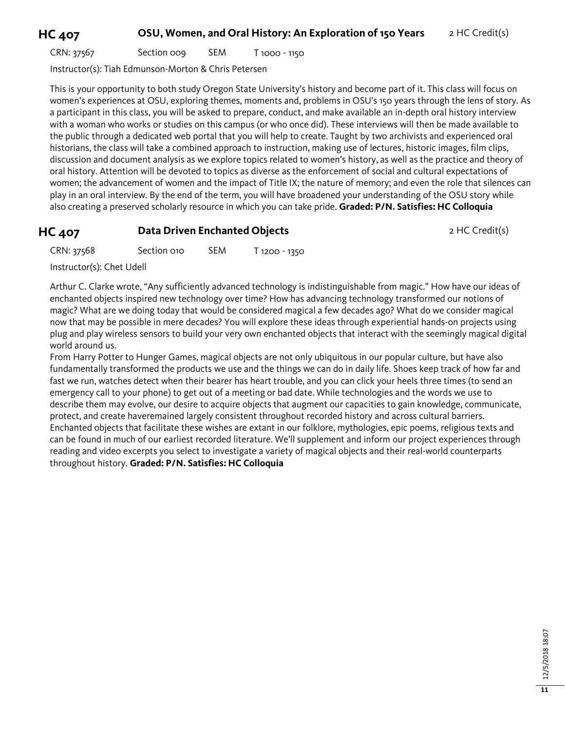## HC 407 — OSU, Women, and Oral History: An Exploration of 150 Years — 2 HC Credit(s)

CRN: 37567 Section 009 SEM T 1000 - 1150

Instructor(s): Tiah Edmunson-Morton & Chris Petersen

This is your opportunity to both study Oregon State University's history and become part of it. This class will focus on women's experiences at OSU, exploring themes, moments and, problems in OSU's 150 years through the lens of story. As a participant in this class, you will be asked to prepare, conduct, and make available an in-depth oral history interview with a woman who works or studies on this campus (or who once did). These interviews will then be made available to the public through a dedicated web portal that you will help to create. Taught by two archivists and experienced oral historians, the class will take a combined approach to instruction, making use of lectures, historic images, film clips, discussion and document analysis as we explore topics related to women's history, as well as the practice and theory of oral history. Attention will be devoted to topics as diverse as the enforcement of social and cultural expectations of women; the advancement of women and the impact of Title IX; the nature of memory; and even the role that silences can play in an oral interview. By the end of the term, you will have broadened your understanding of the OSU story while also creating a preserved scholarly resource in which you can take pride. **Graded: P/N. Satisfies: HC Colloquia**

## HC 407 — Data Driven Enchanted Objects — 2 HC Credit(s)

CRN: 37568 Section 010 SEM T 1200 - 1350

Instructor(s): Chet Udell

Arthur C. Clarke wrote, "Any sufficiently advanced technology is indistinguishable from magic." How have our ideas of enchanted objects inspired new technology over time? How has advancing technology transformed our notions of magic? What are we doing today that would be considered magical a few decades ago? What do we consider magical now that may be possible in mere decades? You will explore these ideas through experiential hands-on projects using plug and play wireless sensors to build your very own enchanted objects that interact with the seemingly magical digital world around us.

From Harry Potter to Hunger Games, magical objects are not only ubiquitous in our popular culture, but have also fundamentally transformed the products we use and the things we can do in daily life. Shoes keep track of how far and fast we run, watches detect when their bearer has heart trouble, and you can click your heels three times (to send an emergency call to your phone) to get out of a meeting or bad date. While technologies and the words we use to describe them may evolve, our desire to acquire objects that augment our capacities to gain knowledge, communicate, protect, and create haveremained largely consistent throughout recorded history and across cultural barriers. Enchanted objects that facilitate these wishes are extant in our folklore, mythologies, epic poems, religious texts and can be found in much of our earliest recorded literature. We'll supplement and inform our project experiences through reading and video excerpts you select to investigate a variety of magical objects and their real-world counterparts throughout history. **Graded: P/N. Satisfies: HC Colloquia**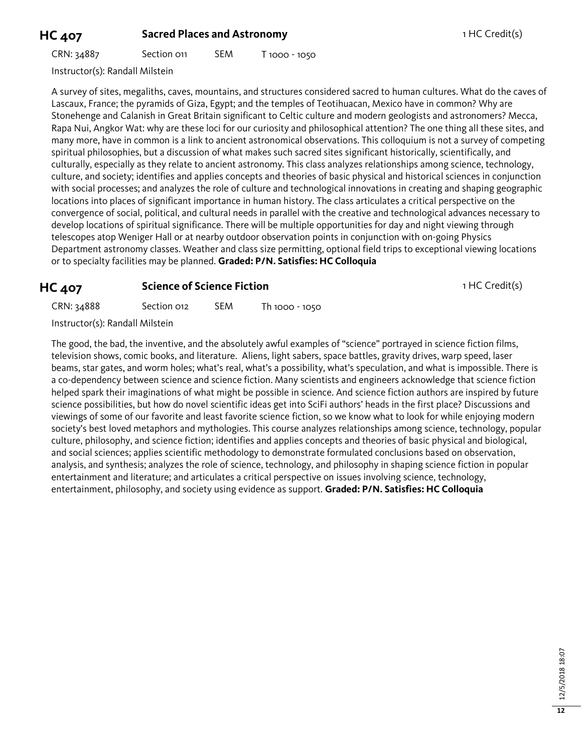## HC 407 Sacred Places and Astronomy

1 HC Credit(s)

CRN: 34887 Section 011 SEM T 1000 - 1050

Instructor(s): Randall Milstein

A survey of sites, megaliths, caves, mountains, and structures considered sacred to human cultures. What do the caves of Lascaux, France; the pyramids of Giza, Egypt; and the temples of Teotihuacan, Mexico have in common? Why are Stonehenge and Calanish in Great Britain significant to Celtic culture and modern geologists and astronomers? Mecca, Rapa Nui, Angkor Wat: why are these loci for our curiosity and philosophical attention? The one thing all these sites, and many more, have in common is a link to ancient astronomical observations. This colloquium is not a survey of competing spiritual philosophies, but a discussion of what makes such sacred sites significant historically, scientifically, and culturally, especially as they relate to ancient astronomy. This class analyzes relationships among science, technology, culture, and society; identifies and applies concepts and theories of basic physical and historical sciences in conjunction with social processes; and analyzes the role of culture and technological innovations in creating and shaping geographic locations into places of significant importance in human history. The class articulates a critical perspective on the convergence of social, political, and cultural needs in parallel with the creative and technological advances necessary to develop locations of spiritual significance. There will be multiple opportunities for day and night viewing through telescopes atop Weniger Hall or at nearby outdoor observation points in conjunction with on-going Physics Department astronomy classes. Weather and class size permitting, optional field trips to exceptional viewing locations or to specialty facilities may be planned. **Graded: P/N. Satisfies: HC Colloquia**

## HC 407 Science of Science Fiction

1 HC Credit(s)

CRN: 34888 Section 012 SEM Th 1000 - 1050

Instructor(s): Randall Milstein

The good, the bad, the inventive, and the absolutely awful examples of "science" portrayed in science fiction films, television shows, comic books, and literature. Aliens, light sabers, space battles, gravity drives, warp speed, laser beams, star gates, and worm holes; what's real, what's a possibility, what's speculation, and what is impossible. There is a co-dependency between science and science fiction. Many scientists and engineers acknowledge that science fiction helped spark their imaginations of what might be possible in science. And science fiction authors are inspired by future science possibilities, but how do novel scientific ideas get into SciFi authors' heads in the first place? Discussions and viewings of some of our favorite and least favorite science fiction, so we know what to look for while enjoying modern society's best loved metaphors and mythologies. This course analyzes relationships among science, technology, popular culture, philosophy, and science fiction; identifies and applies concepts and theories of basic physical and biological, and social sciences; applies scientific methodology to demonstrate formulated conclusions based on observation, analysis, and synthesis; analyzes the role of science, technology, and philosophy in shaping science fiction in popular entertainment and literature; and articulates a critical perspective on issues involving science, technology, entertainment, philosophy, and society using evidence as support. **Graded: P/N. Satisfies: HC Colloquia**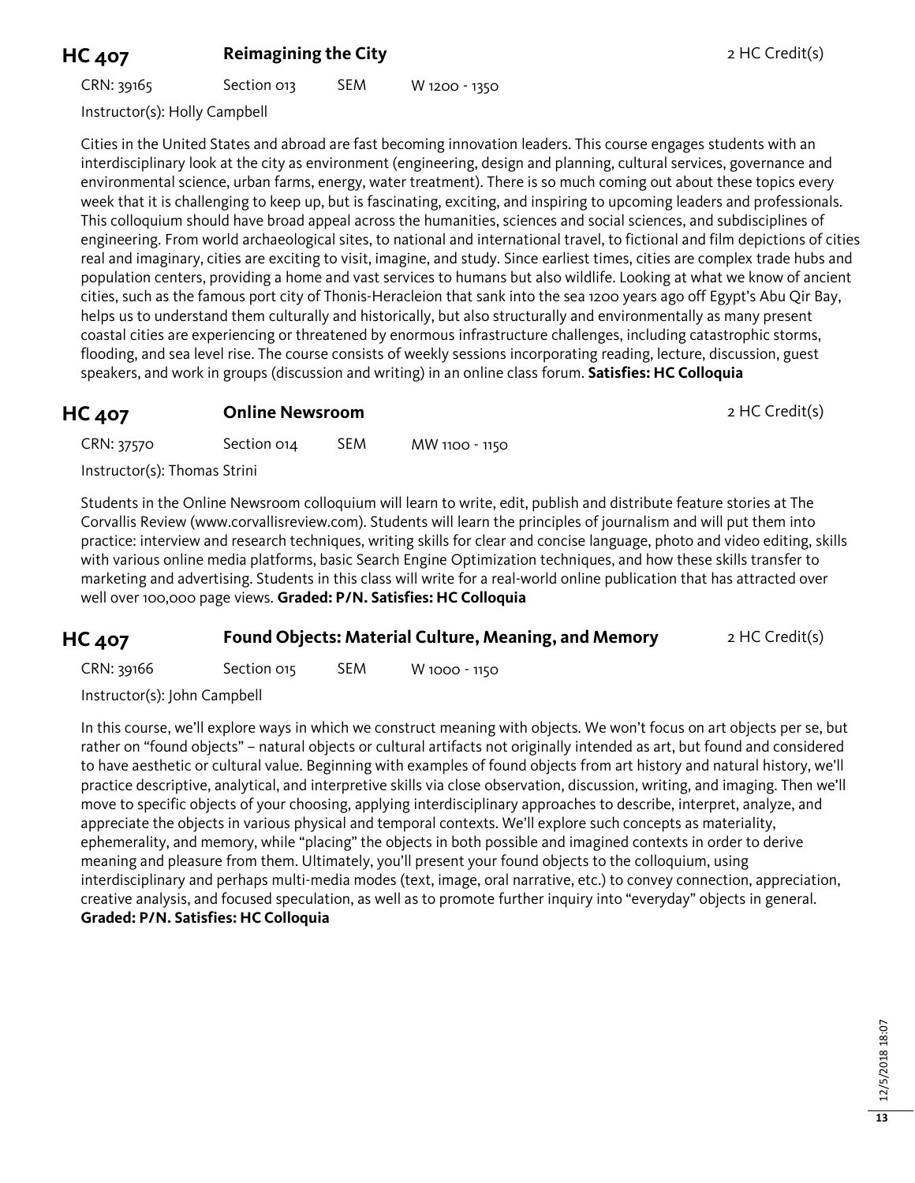## HC 407 Reimagining the City

2 HC Credit(s)

CRN: 39165 Section 013 SEM W 1200 - 1350

Instructor(s): Holly Campbell

Cities in the United States and abroad are fast becoming innovation leaders. This course engages students with an interdisciplinary look at the city as environment (engineering, design and planning, cultural services, governance and environmental science, urban farms, energy, water treatment). There is so much coming out about these topics every week that it is challenging to keep up, but is fascinating, exciting, and inspiring to upcoming leaders and professionals. This colloquium should have broad appeal across the humanities, sciences and social sciences, and subdisciplines of engineering. From world archaeological sites, to national and international travel, to fictional and film depictions of cities real and imaginary, cities are exciting to visit, imagine, and study. Since earliest times, cities are complex trade hubs and population centers, providing a home and vast services to humans but also wildlife. Looking at what we know of ancient cities, such as the famous port city of Thonis-Heracleion that sank into the sea 1200 years ago off Egypt's Abu Qir Bay, helps us to understand them culturally and historically, but also structurally and environmentally as many present coastal cities are experiencing or threatened by enormous infrastructure challenges, including catastrophic storms, flooding, and sea level rise. The course consists of weekly sessions incorporating reading, lecture, discussion, guest speakers, and work in groups (discussion and writing) in an online class forum. **Satisfies: HC Colloquia**

## HC 407 Online Newsroom

2 HC Credit(s)

CRN: 37570 Section 014 SEM MW 1100 - 1150

Instructor(s): Thomas Strini

Students in the Online Newsroom colloquium will learn to write, edit, publish and distribute feature stories at The Corvallis Review (www.corvallisreview.com). Students will learn the principles of journalism and will put them into practice: interview and research techniques, writing skills for clear and concise language, photo and video editing, skills with various online media platforms, basic Search Engine Optimization techniques, and how these skills transfer to marketing and advertising. Students in this class will write for a real-world online publication that has attracted over well over 100,000 page views. **Graded: P/N. Satisfies: HC Colloquia**

## HC 407 Found Objects: Material Culture, Meaning, and Memory

2 HC Credit(s)

CRN: 39166 Section 015 SEM W 1000 - 1150

Instructor(s): John Campbell

In this course, we'll explore ways in which we construct meaning with objects. We won't focus on art objects per se, but rather on "found objects" – natural objects or cultural artifacts not originally intended as art, but found and considered to have aesthetic or cultural value. Beginning with examples of found objects from art history and natural history, we'll practice descriptive, analytical, and interpretive skills via close observation, discussion, writing, and imaging. Then we'll move to specific objects of your choosing, applying interdisciplinary approaches to describe, interpret, analyze, and appreciate the objects in various physical and temporal contexts. We'll explore such concepts as materiality, ephemerality, and memory, while "placing" the objects in both possible and imagined contexts in order to derive meaning and pleasure from them. Ultimately, you'll present your found objects to the colloquium, using interdisciplinary and perhaps multi-media modes (text, image, oral narrative, etc.) to convey connection, appreciation, creative analysis, and focused speculation, as well as to promote further inquiry into "everyday" objects in general. **Graded: P/N. Satisfies: HC Colloquia**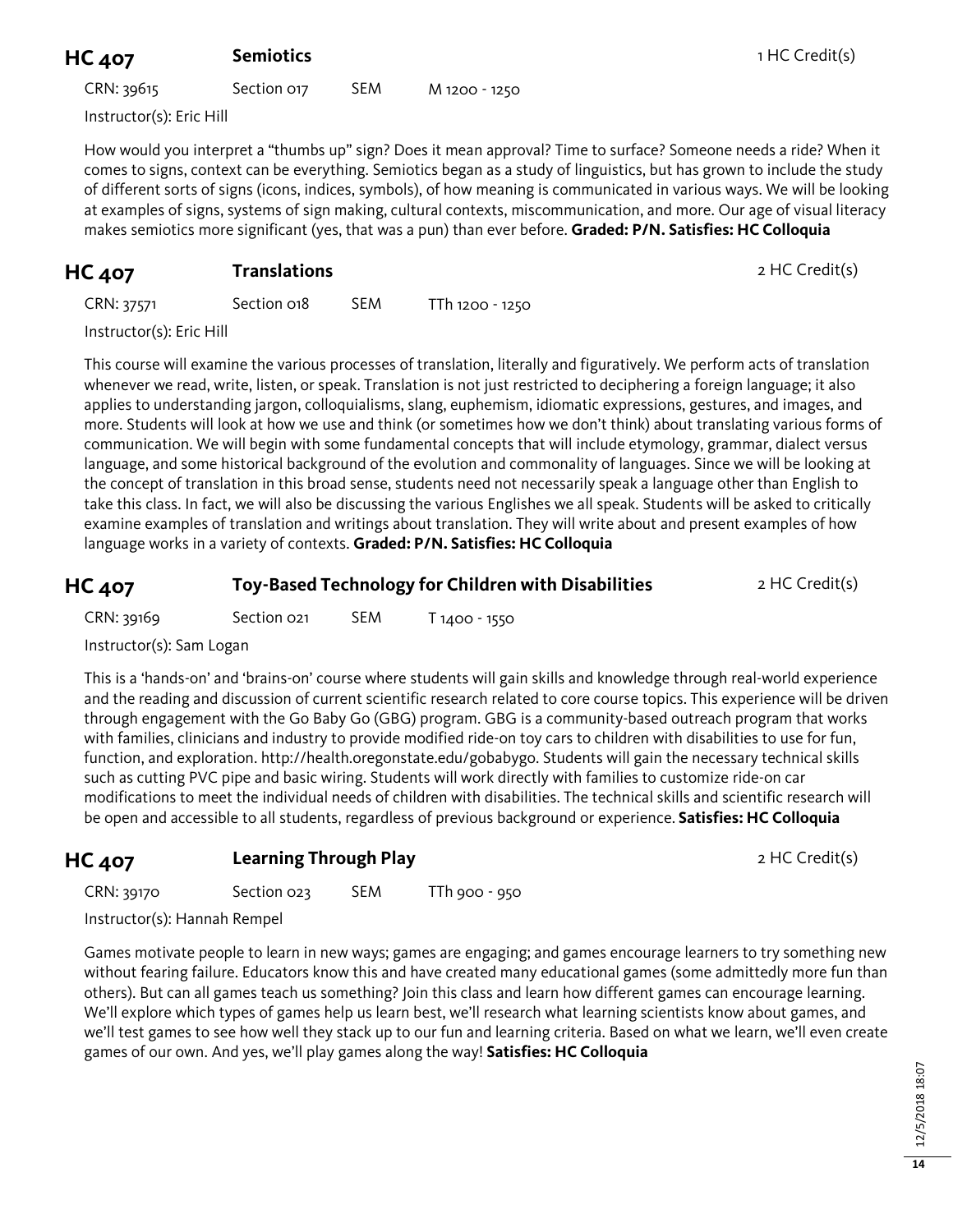## HC 407 Semiotics

1 HC Credit(s)

CRN: 39615 Section 017 SEM M 1200 - 1250

Instructor(s): Eric Hill

How would you interpret a "thumbs up" sign? Does it mean approval? Time to surface? Someone needs a ride? When it comes to signs, context can be everything. Semiotics began as a study of linguistics, but has grown to include the study of different sorts of signs (icons, indices, symbols), of how meaning is communicated in various ways. We will be looking at examples of signs, systems of sign making, cultural contexts, miscommunication, and more. Our age of visual literacy makes semiotics more significant (yes, that was a pun) than ever before. **Graded: P/N. Satisfies: HC Colloquia**

## HC 407 Translations

2 HC Credit(s)

CRN: 37571 Section 018 SEM TTh 1200 - 1250

Instructor(s): Eric Hill

This course will examine the various processes of translation, literally and figuratively. We perform acts of translation whenever we read, write, listen, or speak. Translation is not just restricted to deciphering a foreign language; it also applies to understanding jargon, colloquialisms, slang, euphemism, idiomatic expressions, gestures, and images, and more. Students will look at how we use and think (or sometimes how we don't think) about translating various forms of communication. We will begin with some fundamental concepts that will include etymology, grammar, dialect versus language, and some historical background of the evolution and commonality of languages. Since we will be looking at the concept of translation in this broad sense, students need not necessarily speak a language other than English to take this class. In fact, we will also be discussing the various Englishes we all speak. Students will be asked to critically examine examples of translation and writings about translation. They will write about and present examples of how language works in a variety of contexts. **Graded: P/N. Satisfies: HC Colloquia**

## HC 407 Toy-Based Technology for Children with Disabilities

2 HC Credit(s)

CRN: 39169 Section 021 SEM T 1400 - 1550

Instructor(s): Sam Logan

This is a 'hands-on' and 'brains-on' course where students will gain skills and knowledge through real-world experience and the reading and discussion of current scientific research related to core course topics. This experience will be driven through engagement with the Go Baby Go (GBG) program. GBG is a community-based outreach program that works with families, clinicians and industry to provide modified ride-on toy cars to children with disabilities to use for fun, function, and exploration. http://health.oregonstate.edu/gobabygo. Students will gain the necessary technical skills such as cutting PVC pipe and basic wiring. Students will work directly with families to customize ride-on car modifications to meet the individual needs of children with disabilities. The technical skills and scientific research will be open and accessible to all students, regardless of previous background or experience. **Satisfies: HC Colloquia**

## HC 407 Learning Through Play

2 HC Credit(s)

CRN: 39170 Section 023 SEM TTh 900 - 950

Instructor(s): Hannah Rempel

Games motivate people to learn in new ways; games are engaging; and games encourage learners to try something new without fearing failure. Educators know this and have created many educational games (some admittedly more fun than others). But can all games teach us something? Join this class and learn how different games can encourage learning. We'll explore which types of games help us learn best, we'll research what learning scientists know about games, and we'll test games to see how well they stack up to our fun and learning criteria. Based on what we learn, we'll even create games of our own. And yes, we'll play games along the way! **Satisfies: HC Colloquia**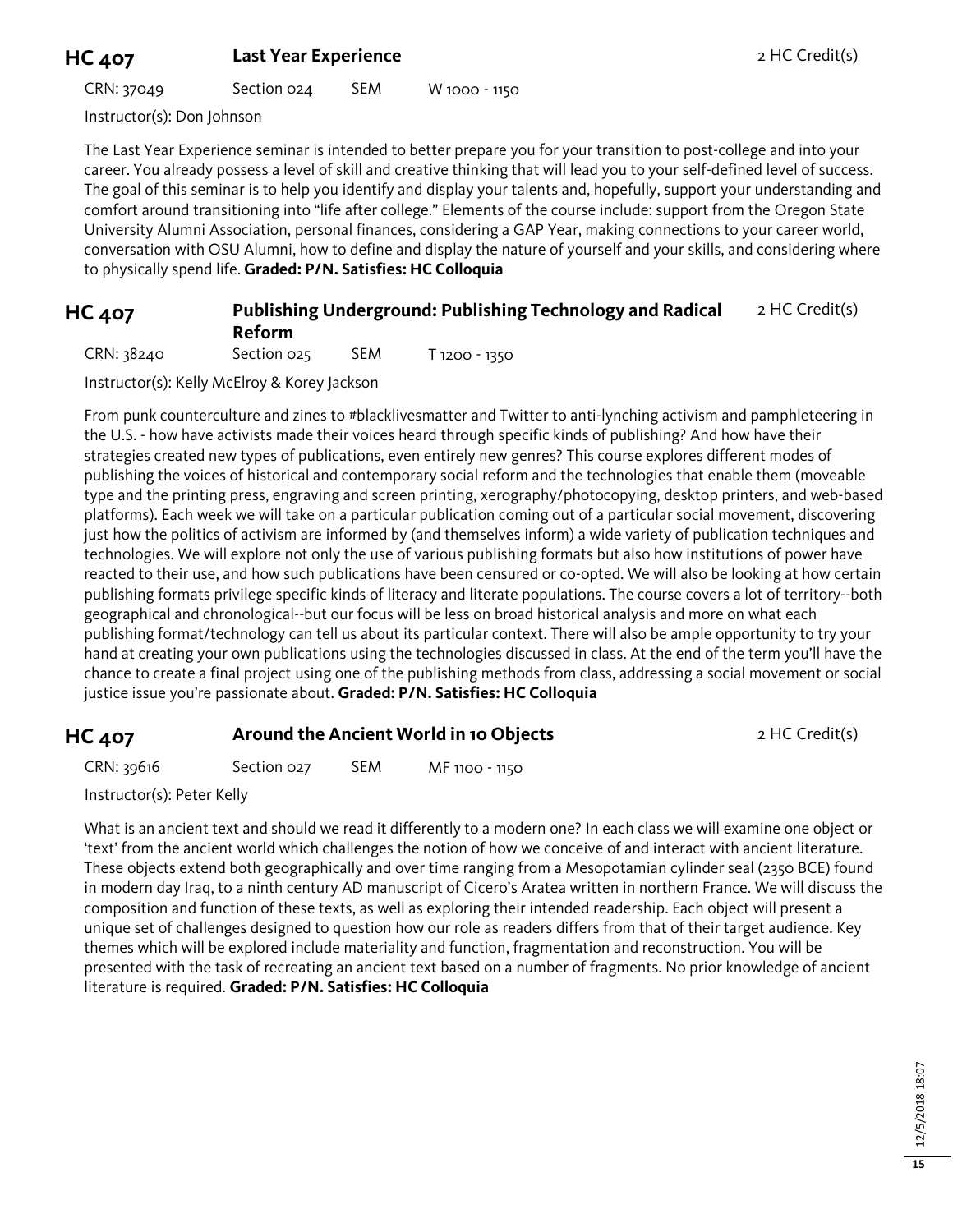## HC 407 Last Year Experience 2 HC Credit(s)

CRN: 37049 Section 024 SEM W 1000 - 1150

Instructor(s): Don Johnson

The Last Year Experience seminar is intended to better prepare you for your transition to post-college and into your career. You already possess a level of skill and creative thinking that will lead you to your self-defined level of success. The goal of this seminar is to help you identify and display your talents and, hopefully, support your understanding and comfort around transitioning into "life after college." Elements of the course include: support from the Oregon State University Alumni Association, personal finances, considering a GAP Year, making connections to your career world, conversation with OSU Alumni, how to define and display the nature of yourself and your skills, and considering where to physically spend life. **Graded: P/N. Satisfies: HC Colloquia**

## HC 407 Publishing Underground: Publishing Technology and Radical Reform 2 HC Credit(s)

CRN: 38240 Section 025 SEM T 1200 - 1350

Instructor(s): Kelly McElroy & Korey Jackson

From punk counterculture and zines to #blacklivesmatter and Twitter to anti-lynching activism and pamphleteering in the U.S. - how have activists made their voices heard through specific kinds of publishing? And how have their strategies created new types of publications, even entirely new genres? This course explores different modes of publishing the voices of historical and contemporary social reform and the technologies that enable them (moveable type and the printing press, engraving and screen printing, xerography/photocopying, desktop printers, and web-based platforms). Each week we will take on a particular publication coming out of a particular social movement, discovering just how the politics of activism are informed by (and themselves inform) a wide variety of publication techniques and technologies. We will explore not only the use of various publishing formats but also how institutions of power have reacted to their use, and how such publications have been censured or co-opted. We will also be looking at how certain publishing formats privilege specific kinds of literacy and literate populations. The course covers a lot of territory--both geographical and chronological--but our focus will be less on broad historical analysis and more on what each publishing format/technology can tell us about its particular context. There will also be ample opportunity to try your hand at creating your own publications using the technologies discussed in class. At the end of the term you'll have the chance to create a final project using one of the publishing methods from class, addressing a social movement or social justice issue you're passionate about. **Graded: P/N. Satisfies: HC Colloquia**

## HC 407 Around the Ancient World in 10 Objects 2 HC Credit(s)

CRN: 39616 Section 027 SEM MF 1100 - 1150

Instructor(s): Peter Kelly

What is an ancient text and should we read it differently to a modern one? In each class we will examine one object or 'text' from the ancient world which challenges the notion of how we conceive of and interact with ancient literature. These objects extend both geographically and over time ranging from a Mesopotamian cylinder seal (2350 BCE) found in modern day Iraq, to a ninth century AD manuscript of Cicero's Aratea written in northern France. We will discuss the composition and function of these texts, as well as exploring their intended readership. Each object will present a unique set of challenges designed to question how our role as readers differs from that of their target audience. Key themes which will be explored include materiality and function, fragmentation and reconstruction. You will be presented with the task of recreating an ancient text based on a number of fragments. No prior knowledge of ancient literature is required. **Graded: P/N. Satisfies: HC Colloquia**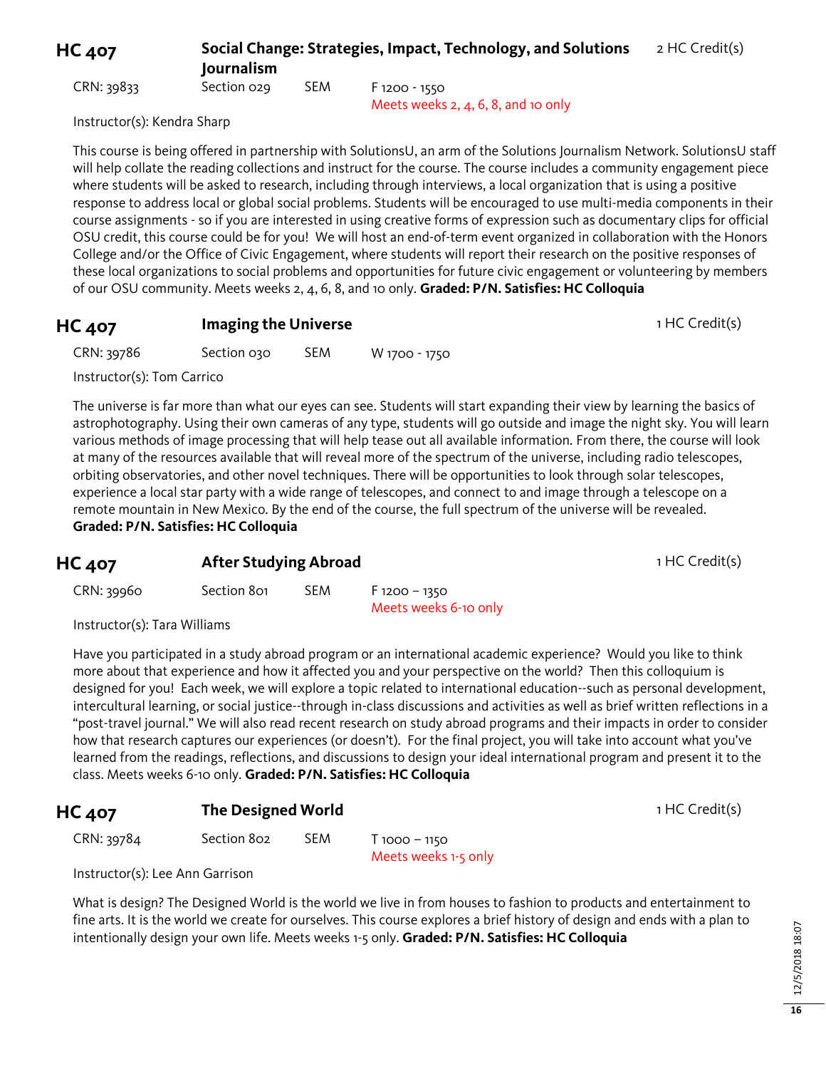## HC 407 — Social Change: Strategies, Impact, Technology, and Solutions Journalism — 2 HC Credit(s)

CRN: 39833 | Section 029 | SEM | F 1200 - 1550
Meets weeks 2, 4, 6, 8, and 10 only

Instructor(s): Kendra Sharp

This course is being offered in partnership with SolutionsU, an arm of the Solutions Journalism Network. SolutionsU staff will help collate the reading collections and instruct for the course. The course includes a community engagement piece where students will be asked to research, including through interviews, a local organization that is using a positive response to address local or global social problems. Students will be encouraged to use multi-media components in their course assignments - so if you are interested in using creative forms of expression such as documentary clips for official OSU credit, this course could be for you! We will host an end-of-term event organized in collaboration with the Honors College and/or the Office of Civic Engagement, where students will report their research on the positive responses of these local organizations to social problems and opportunities for future civic engagement or volunteering by members of our OSU community. Meets weeks 2, 4, 6, 8, and 10 only. **Graded: P/N. Satisfies: HC Colloquia**

## HC 407 — Imaging the Universe — 1 HC Credit(s)

CRN: 39786 | Section 030 | SEM | W 1700 - 1750

Instructor(s): Tom Carrico

The universe is far more than what our eyes can see. Students will start expanding their view by learning the basics of astrophotography. Using their own cameras of any type, students will go outside and image the night sky. You will learn various methods of image processing that will help tease out all available information. From there, the course will look at many of the resources available that will reveal more of the spectrum of the universe, including radio telescopes, orbiting observatories, and other novel techniques. There will be opportunities to look through solar telescopes, experience a local star party with a wide range of telescopes, and connect to and image through a telescope on a remote mountain in New Mexico. By the end of the course, the full spectrum of the universe will be revealed. **Graded: P/N. Satisfies: HC Colloquia**

## HC 407 — After Studying Abroad — 1 HC Credit(s)

CRN: 39960 | Section 801 | SEM | F 1200 – 1350
Meets weeks 6-10 only

Instructor(s): Tara Williams

Have you participated in a study abroad program or an international academic experience? Would you like to think more about that experience and how it affected you and your perspective on the world? Then this colloquium is designed for you! Each week, we will explore a topic related to international education--such as personal development, intercultural learning, or social justice--through in-class discussions and activities as well as brief written reflections in a "post-travel journal." We will also read recent research on study abroad programs and their impacts in order to consider how that research captures our experiences (or doesn't). For the final project, you will take into account what you've learned from the readings, reflections, and discussions to design your ideal international program and present it to the class. Meets weeks 6-10 only. **Graded: P/N. Satisfies: HC Colloquia**

## HC 407 — The Designed World — 1 HC Credit(s)

CRN: 39784 | Section 802 | SEM | T 1000 – 1150
Meets weeks 1-5 only

Instructor(s): Lee Ann Garrison

What is design? The Designed World is the world we live in from houses to fashion to products and entertainment to fine arts. It is the world we create for ourselves. This course explores a brief history of design and ends with a plan to intentionally design your own life. Meets weeks 1-5 only. **Graded: P/N. Satisfies: HC Colloquia**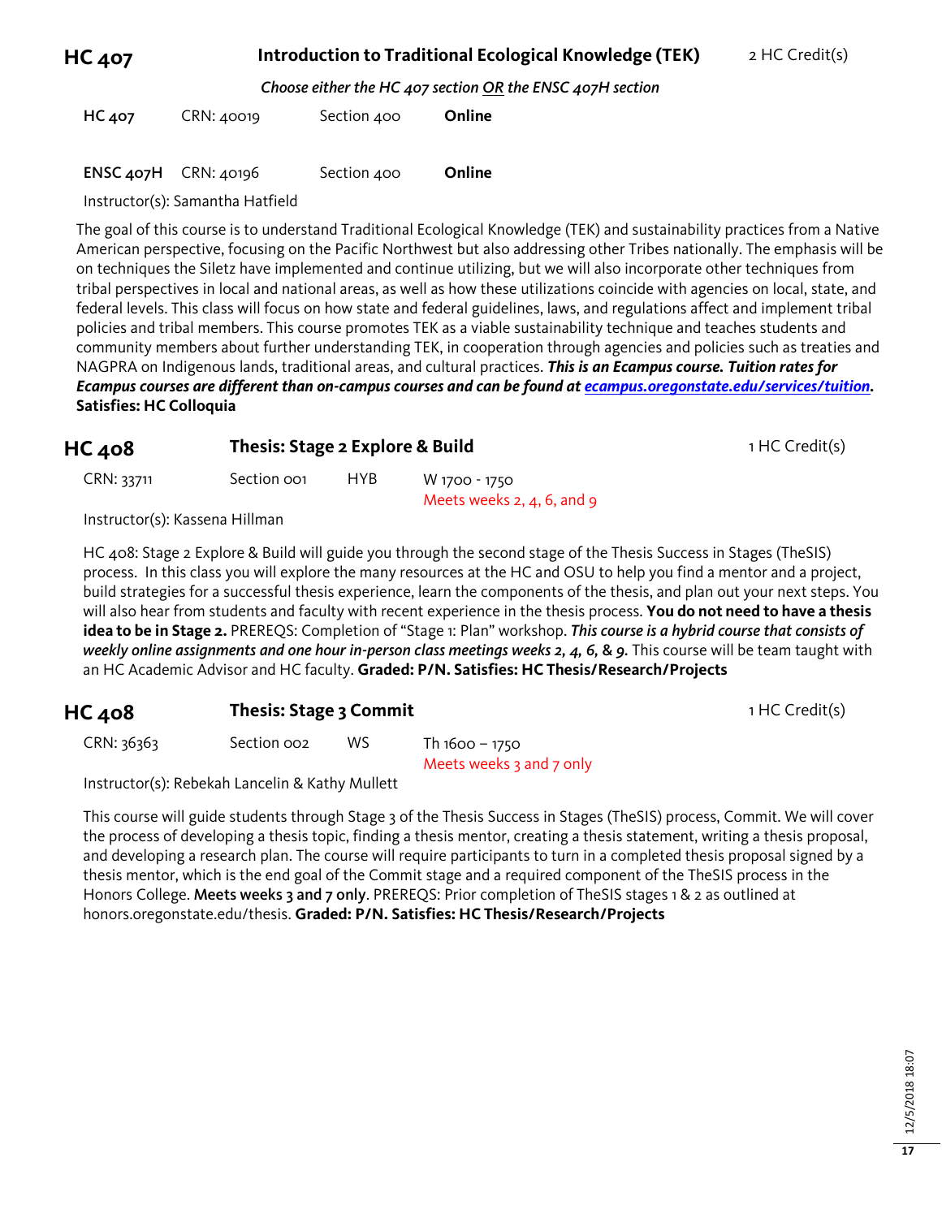## HC 407 — Introduction to Traditional Ecological Knowledge (TEK) — 2 HC Credit(s)

*Choose either the HC 407 section OR the ENSC 407H section*

| | | | |
|---|---|---|---|
| **HC 407** | CRN: 40019 | Section 400 | **Online** |
| **ENSC 407H** | CRN: 40196 | Section 400 | **Online** |

Instructor(s): Samantha Hatfield

The goal of this course is to understand Traditional Ecological Knowledge (TEK) and sustainability practices from a Native American perspective, focusing on the Pacific Northwest but also addressing other Tribes nationally. The emphasis will be on techniques the Siletz have implemented and continue utilizing, but we will also incorporate other techniques from tribal perspectives in local and national areas, as well as how these utilizations coincide with agencies on local, state, and federal levels. This class will focus on how state and federal guidelines, laws, and regulations affect and implement tribal policies and tribal members. This course promotes TEK as a viable sustainability technique and teaches students and community members about further understanding TEK, in cooperation through agencies and policies such as treaties and NAGPRA on Indigenous lands, traditional areas, and cultural practices. ***This is an Ecampus course. Tuition rates for Ecampus courses are different than on-campus courses and can be found at [ecampus.oregonstate.edu/services/tuition](ecampus.oregonstate.edu/services/tuition).*** **Satisfies: HC Colloquia**

## HC 408 — Thesis: Stage 2 Explore & Build — 1 HC Credit(s)

CRN: 33711 | Section 001 | HYB | W 1700 - 1750 | Meets weeks 2, 4, 6, and 9

Instructor(s): Kassena Hillman

HC 408: Stage 2 Explore & Build will guide you through the second stage of the Thesis Success in Stages (TheSIS) process. In this class you will explore the many resources at the HC and OSU to help you find a mentor and a project, build strategies for a successful thesis experience, learn the components of the thesis, and plan out your next steps. You will also hear from students and faculty with recent experience in the thesis process. **You do not need to have a thesis idea to be in Stage 2.** PREREQS: Completion of "Stage 1: Plan" workshop. ***This course is a hybrid course that consists of weekly online assignments and one hour in-person class meetings weeks 2, 4, 6, & 9.*** This course will be team taught with an HC Academic Advisor and HC faculty. **Graded: P/N. Satisfies: HC Thesis/Research/Projects**

## HC 408 — Thesis: Stage 3 Commit — 1 HC Credit(s)

CRN: 36363 | Section 002 | WS | Th 1600 – 1750 | Meets weeks 3 and 7 only

Instructor(s): Rebekah Lancelin & Kathy Mullett

This course will guide students through Stage 3 of the Thesis Success in Stages (TheSIS) process, Commit. We will cover the process of developing a thesis topic, finding a thesis mentor, creating a thesis statement, writing a thesis proposal, and developing a research plan. The course will require participants to turn in a completed thesis proposal signed by a thesis mentor, which is the end goal of the Commit stage and a required component of the TheSIS process in the Honors College. **Meets weeks 3 and 7 only**. PREREQS: Prior completion of TheSIS stages 1 & 2 as outlined at honors.oregonstate.edu/thesis. **Graded: P/N. Satisfies: HC Thesis/Research/Projects**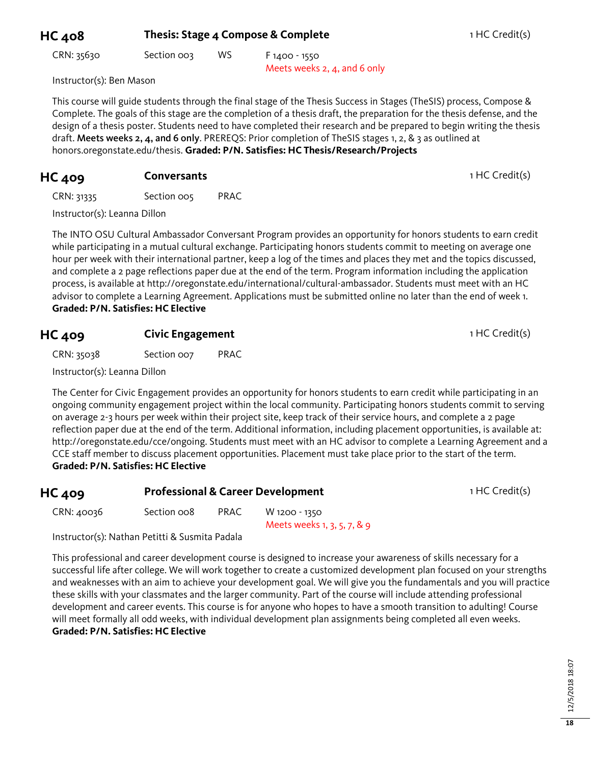## HC 408 Thesis: Stage 4 Compose & Complete

1 HC Credit(s)

CRN: 35630 Section 003 WS F 1400 - 1550
Meets weeks 2, 4, and 6 only

Instructor(s): Ben Mason

This course will guide students through the final stage of the Thesis Success in Stages (TheSIS) process, Compose & Complete. The goals of this stage are the completion of a thesis draft, the preparation for the thesis defense, and the design of a thesis poster. Students need to have completed their research and be prepared to begin writing the thesis draft. **Meets weeks 2, 4, and 6 only**. PREREQS: Prior completion of TheSIS stages 1, 2, & 3 as outlined at honors.oregonstate.edu/thesis. **Graded: P/N. Satisfies: HC Thesis/Research/Projects**

## HC 409 Conversants

1 HC Credit(s)

CRN: 31335 Section 005 PRAC

Instructor(s): Leanna Dillon

The INTO OSU Cultural Ambassador Conversant Program provides an opportunity for honors students to earn credit while participating in a mutual cultural exchange. Participating honors students commit to meeting on average one hour per week with their international partner, keep a log of the times and places they met and the topics discussed, and complete a 2 page reflections paper due at the end of the term. Program information including the application process, is available at http://oregonstate.edu/international/cultural-ambassador. Students must meet with an HC advisor to complete a Learning Agreement. Applications must be submitted online no later than the end of week 1.
**Graded: P/N. Satisfies: HC Elective**

## HC 409 Civic Engagement

1 HC Credit(s)

CRN: 35038 Section 007 PRAC

Instructor(s): Leanna Dillon

The Center for Civic Engagement provides an opportunity for honors students to earn credit while participating in an ongoing community engagement project within the local community. Participating honors students commit to serving on average 2-3 hours per week within their project site, keep track of their service hours, and complete a 2 page reflection paper due at the end of the term. Additional information, including placement opportunities, is available at: http://oregonstate.edu/cce/ongoing. Students must meet with an HC advisor to complete a Learning Agreement and a CCE staff member to discuss placement opportunities. Placement must take place prior to the start of the term.
**Graded: P/N. Satisfies: HC Elective**

## HC 409 Professional & Career Development

1 HC Credit(s)

CRN: 40036 Section 008 PRAC W 1200 - 1350
Meets weeks 1, 3, 5, 7, & 9

Instructor(s): Nathan Petitti & Susmita Padala

This professional and career development course is designed to increase your awareness of skills necessary for a successful life after college. We will work together to create a customized development plan focused on your strengths and weaknesses with an aim to achieve your development goal. We will give you the fundamentals and you will practice these skills with your classmates and the larger community. Part of the course will include attending professional development and career events. This course is for anyone who hopes to have a smooth transition to adulting! Course will meet formally all odd weeks, with individual development plan assignments being completed all even weeks.
**Graded: P/N. Satisfies: HC Elective**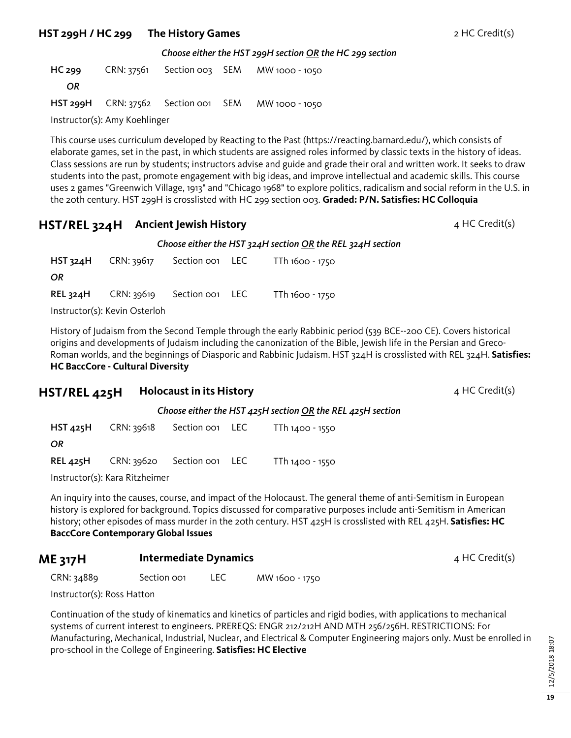## HST 299H / HC 299 The History Games

2 HC Credit(s)

*Choose either the HST 299H section OR the HC 299 section*

| | | | | |
|---|---|---|---|---|
| **HC 299** | CRN: 37561 | Section 003 | SEM | MW 1000 - 1050 |
| *OR* | | | | |
| **HST 299H** | CRN: 37562 | Section 001 | SEM | MW 1000 - 1050 |

Instructor(s): Amy Koehlinger

This course uses curriculum developed by Reacting to the Past (https://reacting.barnard.edu/), which consists of elaborate games, set in the past, in which students are assigned roles informed by classic texts in the history of ideas. Class sessions are run by students; instructors advise and guide and grade their oral and written work. It seeks to draw students into the past, promote engagement with big ideas, and improve intellectual and academic skills. This course uses 2 games "Greenwich Village, 1913" and "Chicago 1968" to explore politics, radicalism and social reform in the U.S. in the 20th century. HST 299H is crosslisted with HC 299 section 003. **Graded: P/N. Satisfies: HC Colloquia**

## HST/REL 324H Ancient Jewish History

4 HC Credit(s)

*Choose either the HST 324H section OR the REL 324H section*

| | | | | |
|---|---|---|---|---|
| **HST 324H** | CRN: 39617 | Section 001 | LEC | TTh 1600 - 1750 |
| *OR* | | | | |
| **REL 324H** | CRN: 39619 | Section 001 | LEC | TTh 1600 - 1750 |

Instructor(s): Kevin Osterloh

History of Judaism from the Second Temple through the early Rabbinic period (539 BCE--200 CE). Covers historical origins and developments of Judaism including the canonization of the Bible, Jewish life in the Persian and Greco-Roman worlds, and the beginnings of Diasporic and Rabbinic Judaism. HST 324H is crosslisted with REL 324H. **Satisfies: HC BaccCore - Cultural Diversity**

## HST/REL 425H Holocaust in its History

4 HC Credit(s)

*Choose either the HST 425H section OR the REL 425H section*

| | | | | |
|---|---|---|---|---|
| **HST 425H** | CRN: 39618 | Section 001 | LEC | TTh 1400 - 1550 |
| *OR* | | | | |
| **REL 425H** | CRN: 39620 | Section 001 | LEC | TTh 1400 - 1550 |

Instructor(s): Kara Ritzheimer

An inquiry into the causes, course, and impact of the Holocaust. The general theme of anti-Semitism in European history is explored for background. Topics discussed for comparative purposes include anti-Semitism in American history; other episodes of mass murder in the 20th century. HST 425H is crosslisted with REL 425H. **Satisfies: HC BaccCore Contemporary Global Issues**

## ME 317H Intermediate Dynamics

4 HC Credit(s)

| | | | |
|---|---|---|---|
| CRN: 34889 | Section 001 | LEC | MW 1600 - 1750 |

Instructor(s): Ross Hatton

Continuation of the study of kinematics and kinetics of particles and rigid bodies, with applications to mechanical systems of current interest to engineers. PREREQS: ENGR 212/212H AND MTH 256/256H. RESTRICTIONS: For Manufacturing, Mechanical, Industrial, Nuclear, and Electrical & Computer Engineering majors only. Must be enrolled in pro-school in the College of Engineering. **Satisfies: HC Elective**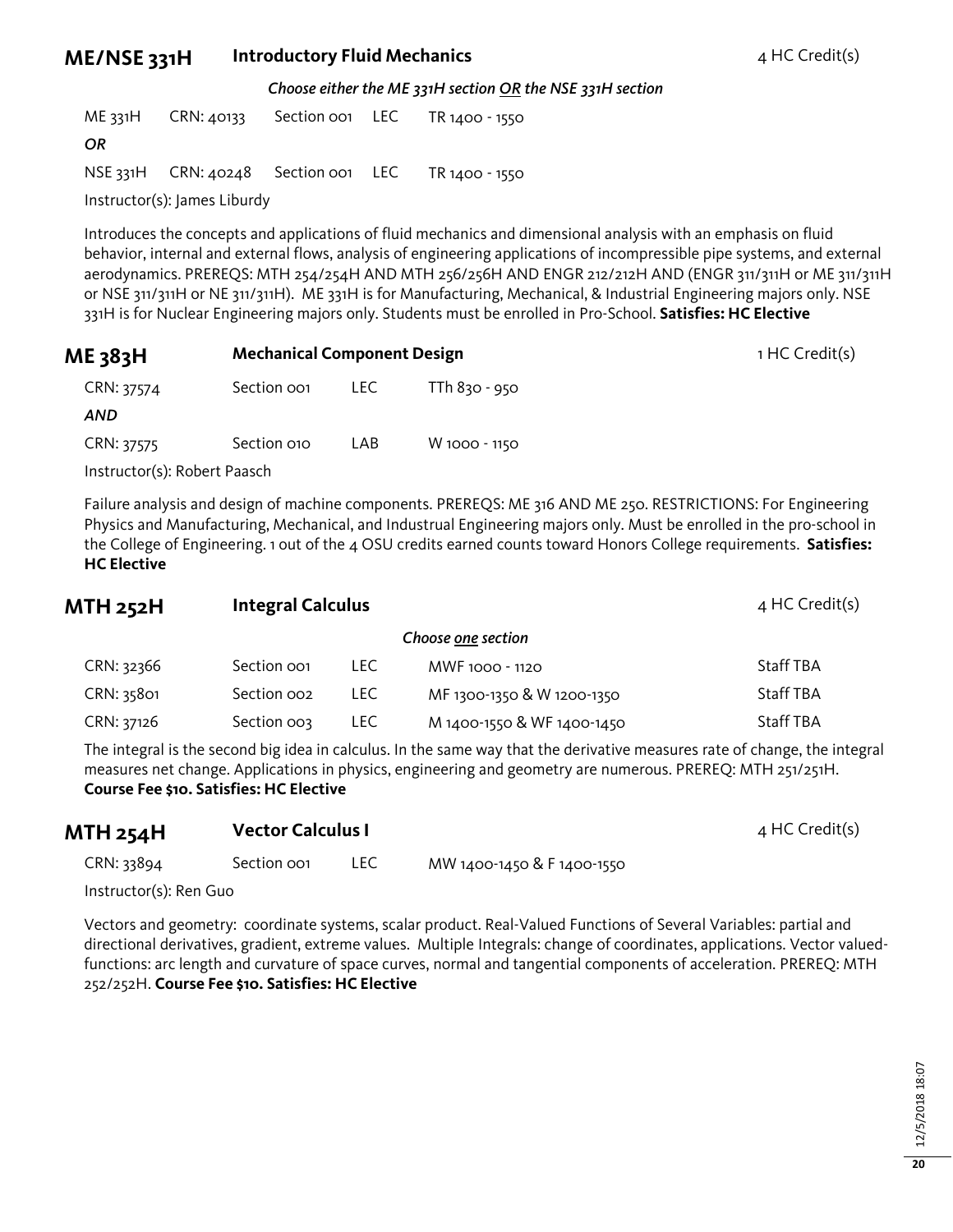## ME/NSE 331H Introductory Fluid Mechanics

4 HC Credit(s)

*Choose either the ME 331H section OR the NSE 331H section*

ME 331H CRN: 40133 Section 001 LEC TR 1400 - 1550

*OR*

NSE 331H CRN: 40248 Section 001 LEC TR 1400 - 1550

Instructor(s): James Liburdy

Introduces the concepts and applications of fluid mechanics and dimensional analysis with an emphasis on fluid behavior, internal and external flows, analysis of engineering applications of incompressible pipe systems, and external aerodynamics. PREREQS: MTH 254/254H AND MTH 256/256H AND ENGR 212/212H AND (ENGR 311/311H or ME 311/311H or NSE 311/311H or NE 311/311H). ME 331H is for Manufacturing, Mechanical, & Industrial Engineering majors only. NSE 331H is for Nuclear Engineering majors only. Students must be enrolled in Pro-School. **Satisfies: HC Elective**

## ME 383H Mechanical Component Design

1 HC Credit(s)

| CRN | Section | Type | Time |
|---|---|---|---|
| CRN: 37574 | Section 001 | LEC | TTh 830 - 950 |
| *AND* | | | |
| CRN: 37575 | Section 010 | LAB | W 1000 - 1150 |

Instructor(s): Robert Paasch

Failure analysis and design of machine components. PREREQS: ME 316 AND ME 250. RESTRICTIONS: For Engineering Physics and Manufacturing, Mechanical, and Industrual Engineering majors only. Must be enrolled in the pro-school in the College of Engineering. 1 out of the 4 OSU credits earned counts toward Honors College requirements. **Satisfies: HC Elective**

## MTH 252H Integral Calculus

4 HC Credit(s)

*Choose one section*

| CRN | Section | Type | Time | Instructor |
|---|---|---|---|---|
| CRN: 32366 | Section 001 | LEC | MWF 1000 - 1120 | Staff TBA |
| CRN: 35801 | Section 002 | LEC | MF 1300-1350 & W 1200-1350 | Staff TBA |
| CRN: 37126 | Section 003 | LEC | M 1400-1550 & WF 1400-1450 | Staff TBA |

The integral is the second big idea in calculus. In the same way that the derivative measures rate of change, the integral measures net change. Applications in physics, engineering and geometry are numerous. PREREQ: MTH 251/251H. **Course Fee $10. Satisfies: HC Elective**

## MTH 254H Vector Calculus I

4 HC Credit(s)

CRN: 33894 Section 001 LEC MW 1400-1450 & F 1400-1550

Instructor(s): Ren Guo

Vectors and geometry: coordinate systems, scalar product. Real-Valued Functions of Several Variables: partial and directional derivatives, gradient, extreme values. Multiple Integrals: change of coordinates, applications. Vector valued-functions: arc length and curvature of space curves, normal and tangential components of acceleration. PREREQ: MTH 252/252H. **Course Fee $10. Satisfies: HC Elective**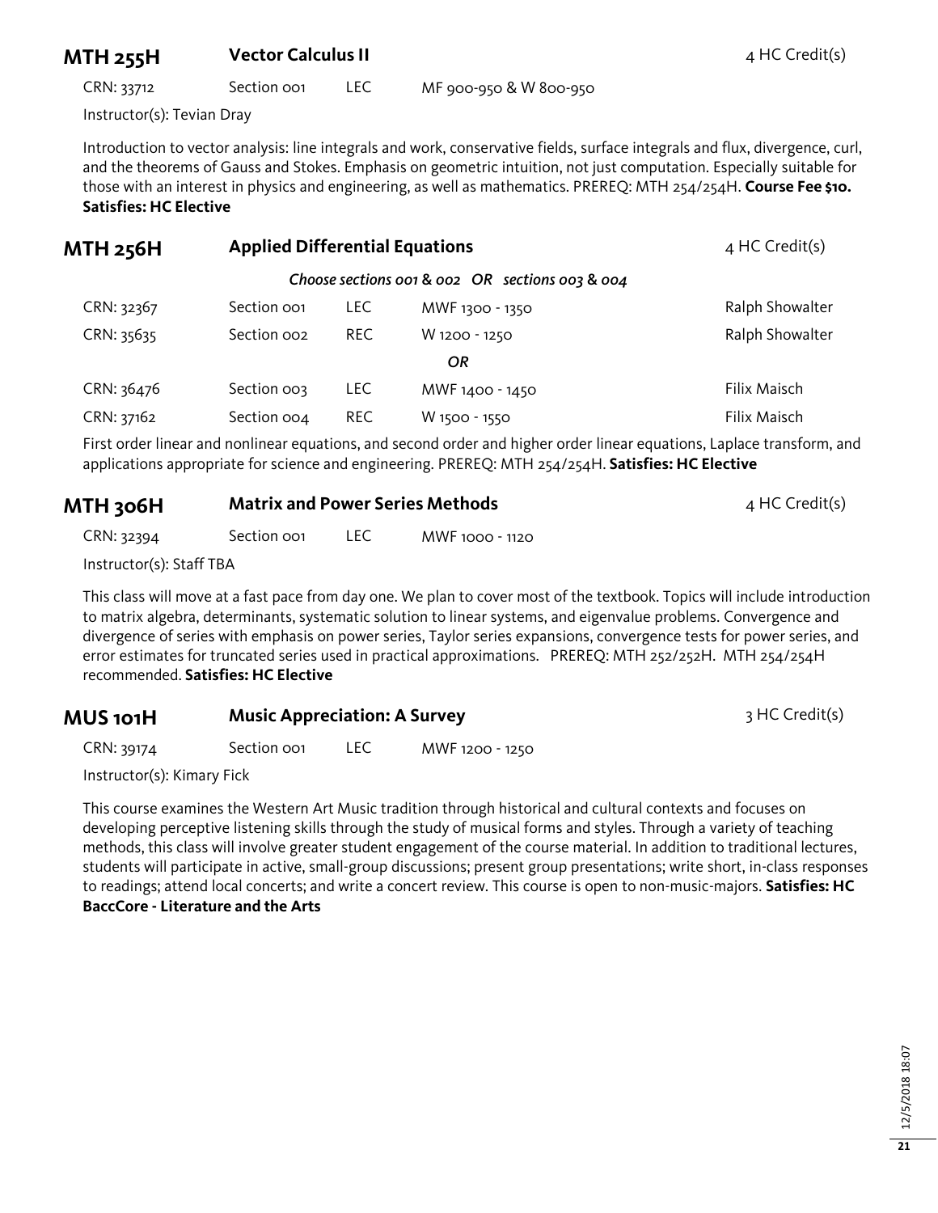## MTH 255H — Vector Calculus II — 4 HC Credit(s)

| CRN | Section | Type | Time |
|---|---|---|---|
| 33712 | Section 001 | LEC | MF 900-950 & W 800-950 |

Instructor(s): Tevian Dray

Introduction to vector analysis: line integrals and work, conservative fields, surface integrals and flux, divergence, curl, and the theorems of Gauss and Stokes. Emphasis on geometric intuition, not just computation. Especially suitable for those with an interest in physics and engineering, as well as mathematics. PREREQ: MTH 254/254H. **Course Fee $10. Satisfies: HC Elective**

## MTH 256H — Applied Differential Equations — 4 HC Credit(s)

*Choose sections 001 & 002 OR sections 003 & 004*

| CRN | Section | Type | Time | Instructor |
|---|---|---|---|---|
| 32367 | Section 001 | LEC | MWF 1300 - 1350 | Ralph Showalter |
| 35635 | Section 002 | REC | W 1200 - 1250 | Ralph Showalter |
| | | | *OR* | |
| 36476 | Section 003 | LEC | MWF 1400 - 1450 | Filix Maisch |
| 37162 | Section 004 | REC | W 1500 - 1550 | Filix Maisch |

First order linear and nonlinear equations, and second order and higher order linear equations, Laplace transform, and applications appropriate for science and engineering. PREREQ: MTH 254/254H. **Satisfies: HC Elective**

## MTH 306H — Matrix and Power Series Methods — 4 HC Credit(s)

| CRN | Section | Type | Time |
|---|---|---|---|
| 32394 | Section 001 | LEC | MWF 1000 - 1120 |

Instructor(s): Staff TBA

This class will move at a fast pace from day one. We plan to cover most of the textbook. Topics will include introduction to matrix algebra, determinants, systematic solution to linear systems, and eigenvalue problems. Convergence and divergence of series with emphasis on power series, Taylor series expansions, convergence tests for power series, and error estimates for truncated series used in practical approximations. PREREQ: MTH 252/252H. MTH 254/254H recommended. **Satisfies: HC Elective**

## MUS 101H — Music Appreciation: A Survey — 3 HC Credit(s)

| CRN | Section | Type | Time |
|---|---|---|---|
| 39174 | Section 001 | LEC | MWF 1200 - 1250 |

Instructor(s): Kimary Fick

This course examines the Western Art Music tradition through historical and cultural contexts and focuses on developing perceptive listening skills through the study of musical forms and styles. Through a variety of teaching methods, this class will involve greater student engagement of the course material. In addition to traditional lectures, students will participate in active, small-group discussions; present group presentations; write short, in-class responses to readings; attend local concerts; and write a concert review. This course is open to non-music-majors. **Satisfies: HC BaccCore - Literature and the Arts**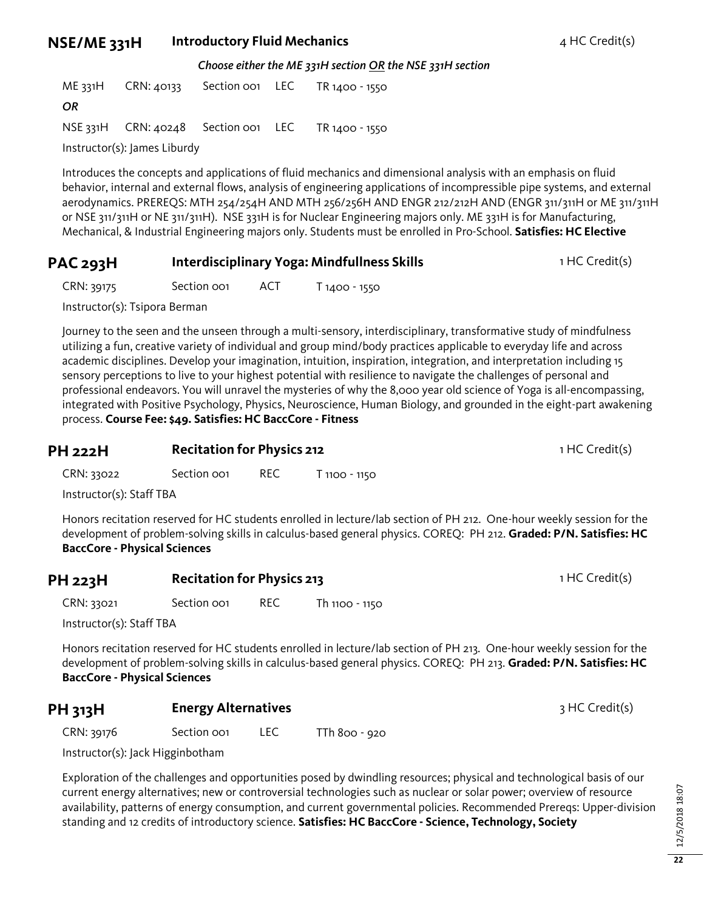## NSE/ME 331H Introductory Fluid Mechanics

4 HC Credit(s)

*Choose either the ME 331H section OR the NSE 331H section*

ME 331H CRN: 40133 Section 001 LEC TR 1400 - 1550

*OR*

NSE 331H CRN: 40248 Section 001 LEC TR 1400 - 1550

Instructor(s): James Liburdy

Introduces the concepts and applications of fluid mechanics and dimensional analysis with an emphasis on fluid behavior, internal and external flows, analysis of engineering applications of incompressible pipe systems, and external aerodynamics. PREREQS: MTH 254/254H AND MTH 256/256H AND ENGR 212/212H AND (ENGR 311/311H or ME 311/311H or NSE 311/311H or NE 311/311H). NSE 331H is for Nuclear Engineering majors only. ME 331H is for Manufacturing, Mechanical, & Industrial Engineering majors only. Students must be enrolled in Pro-School. **Satisfies: HC Elective**

## PAC 293H Interdisciplinary Yoga: Mindfullness Skills

1 HC Credit(s)

CRN: 39175 Section 001 ACT T 1400 - 1550

Instructor(s): Tsipora Berman

Journey to the seen and the unseen through a multi-sensory, interdisciplinary, transformative study of mindfulness utilizing a fun, creative variety of individual and group mind/body practices applicable to everyday life and across academic disciplines. Develop your imagination, intuition, inspiration, integration, and interpretation including 15 sensory perceptions to live to your highest potential with resilience to navigate the challenges of personal and professional endeavors. You will unravel the mysteries of why the 8,000 year old science of Yoga is all-encompassing, integrated with Positive Psychology, Physics, Neuroscience, Human Biology, and grounded in the eight-part awakening process. **Course Fee: $49. Satisfies: HC BaccCore - Fitness**

## PH 222H Recitation for Physics 212

1 HC Credit(s)

CRN: 33022 Section 001 REC T 1100 - 1150

Instructor(s): Staff TBA

Honors recitation reserved for HC students enrolled in lecture/lab section of PH 212. One-hour weekly session for the development of problem-solving skills in calculus-based general physics. COREQ: PH 212. **Graded: P/N. Satisfies: HC BaccCore - Physical Sciences**

## PH 223H Recitation for Physics 213

1 HC Credit(s)

CRN: 33021 Section 001 REC Th 1100 - 1150

Instructor(s): Staff TBA

Honors recitation reserved for HC students enrolled in lecture/lab section of PH 213. One-hour weekly session for the development of problem-solving skills in calculus-based general physics. COREQ: PH 213. **Graded: P/N. Satisfies: HC BaccCore - Physical Sciences**

## PH 313H Energy Alternatives

3 HC Credit(s)

CRN: 39176 Section 001 LEC TTh 800 - 920

Instructor(s): Jack Higginbotham

Exploration of the challenges and opportunities posed by dwindling resources; physical and technological basis of our current energy alternatives; new or controversial technologies such as nuclear or solar power; overview of resource availability, patterns of energy consumption, and current governmental policies. Recommended Prereqs: Upper-division standing and 12 credits of introductory science. **Satisfies: HC BaccCore - Science, Technology, Society**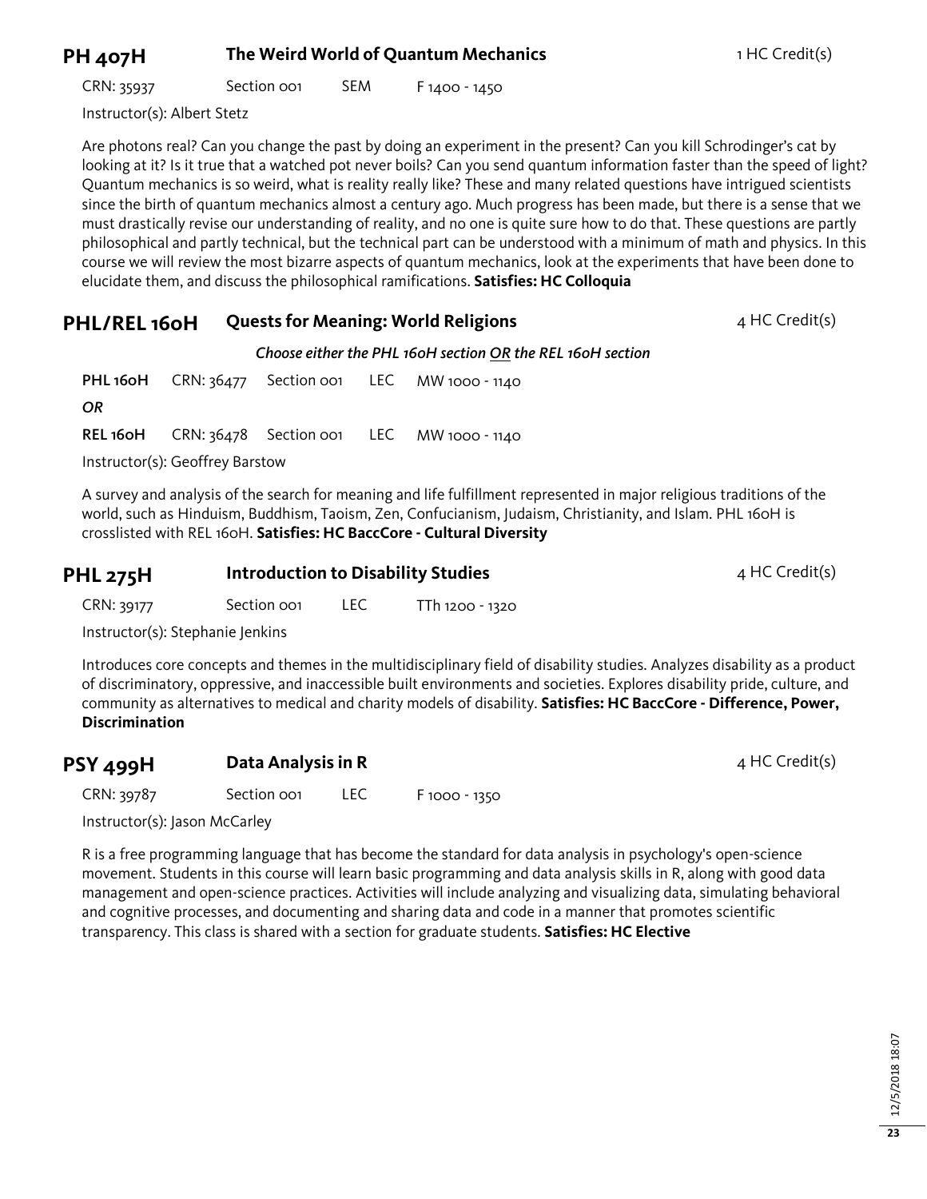## PH 407H — The Weird World of Quantum Mechanics — 1 HC Credit(s)

CRN: 35937 Section 001 SEM F 1400 - 1450

Instructor(s): Albert Stetz

Are photons real? Can you change the past by doing an experiment in the present? Can you kill Schrodinger's cat by looking at it? Is it true that a watched pot never boils? Can you send quantum information faster than the speed of light? Quantum mechanics is so weird, what is reality really like? These and many related questions have intrigued scientists since the birth of quantum mechanics almost a century ago. Much progress has been made, but there is a sense that we must drastically revise our understanding of reality, and no one is quite sure how to do that. These questions are partly philosophical and partly technical, but the technical part can be understood with a minimum of math and physics. In this course we will review the most bizarre aspects of quantum mechanics, look at the experiments that have been done to elucidate them, and discuss the philosophical ramifications. **Satisfies: HC Colloquia**

## PHL/REL 160H — Quests for Meaning: World Religions — 4 HC Credit(s)

*Choose either the PHL 160H section OR the REL 160H section*

**PHL 160H** CRN: 36477 Section 001 LEC MW 1000 - 1140

*OR*

**REL 160H** CRN: 36478 Section 001 LEC MW 1000 - 1140

Instructor(s): Geoffrey Barstow

A survey and analysis of the search for meaning and life fulfillment represented in major religious traditions of the world, such as Hinduism, Buddhism, Taoism, Zen, Confucianism, Judaism, Christianity, and Islam. PHL 160H is crosslisted with REL 160H. **Satisfies: HC BaccCore - Cultural Diversity**

## PHL 275H — Introduction to Disability Studies — 4 HC Credit(s)

CRN: 39177 Section 001 LEC TTh 1200 - 1320

Instructor(s): Stephanie Jenkins

Introduces core concepts and themes in the multidisciplinary field of disability studies. Analyzes disability as a product of discriminatory, oppressive, and inaccessible built environments and societies. Explores disability pride, culture, and community as alternatives to medical and charity models of disability. **Satisfies: HC BaccCore - Difference, Power, Discrimination**

## PSY 499H — Data Analysis in R — 4 HC Credit(s)

CRN: 39787 Section 001 LEC F 1000 - 1350

Instructor(s): Jason McCarley

R is a free programming language that has become the standard for data analysis in psychology's open-science movement. Students in this course will learn basic programming and data analysis skills in R, along with good data management and open-science practices. Activities will include analyzing and visualizing data, simulating behavioral and cognitive processes, and documenting and sharing data and code in a manner that promotes scientific transparency. This class is shared with a section for graduate students. **Satisfies: HC Elective**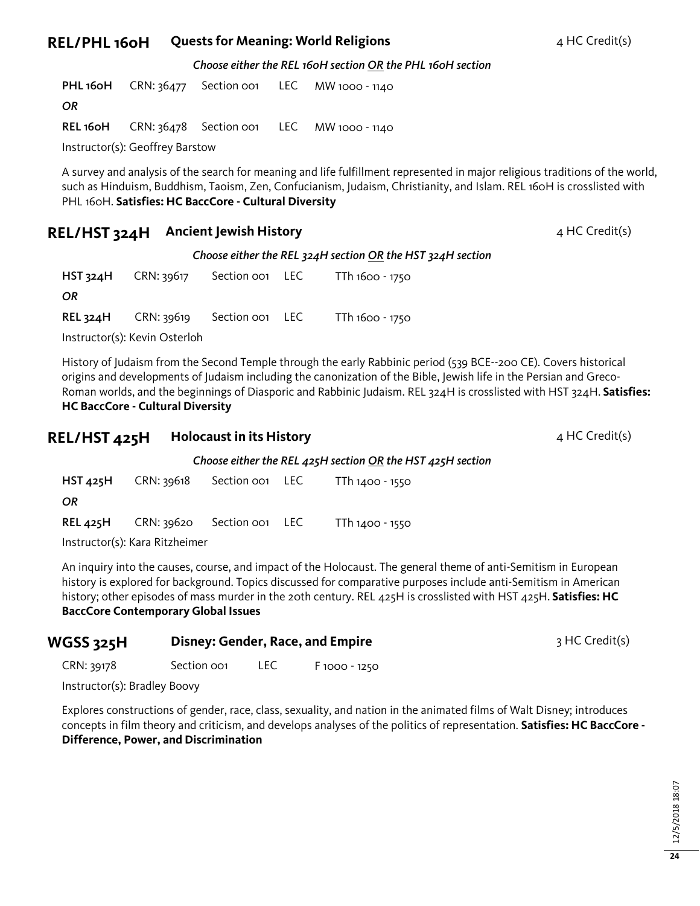## REL/PHL 160H Quests for Meaning: World Religions 4 HC Credit(s)

*Choose either the REL 160H section OR the PHL 160H section*

**PHL 160H** CRN: 36477 Section 001 LEC MW 1000 - 1140

*OR*

**REL 160H** CRN: 36478 Section 001 LEC MW 1000 - 1140

Instructor(s): Geoffrey Barstow

A survey and analysis of the search for meaning and life fulfillment represented in major religious traditions of the world, such as Hinduism, Buddhism, Taoism, Zen, Confucianism, Judaism, Christianity, and Islam. REL 160H is crosslisted with PHL 160H. **Satisfies: HC BaccCore - Cultural Diversity**

## REL/HST 324H Ancient Jewish History 4 HC Credit(s)

*Choose either the REL 324H section OR the HST 324H section*

**HST 324H** CRN: 39617 Section 001 LEC TTh 1600 - 1750

*OR*

**REL 324H** CRN: 39619 Section 001 LEC TTh 1600 - 1750

Instructor(s): Kevin Osterloh

History of Judaism from the Second Temple through the early Rabbinic period (539 BCE--200 CE). Covers historical origins and developments of Judaism including the canonization of the Bible, Jewish life in the Persian and Greco-Roman worlds, and the beginnings of Diasporic and Rabbinic Judaism. REL 324H is crosslisted with HST 324H. **Satisfies: HC BaccCore - Cultural Diversity**

## REL/HST 425H Holocaust in its History 4 HC Credit(s)

*Choose either the REL 425H section OR the HST 425H section*

**HST 425H** CRN: 39618 Section 001 LEC TTh 1400 - 1550

*OR*

**REL 425H** CRN: 39620 Section 001 LEC TTh 1400 - 1550

Instructor(s): Kara Ritzheimer

An inquiry into the causes, course, and impact of the Holocaust. The general theme of anti-Semitism in European history is explored for background. Topics discussed for comparative purposes include anti-Semitism in American history; other episodes of mass murder in the 20th century. REL 425H is crosslisted with HST 425H. **Satisfies: HC BaccCore Contemporary Global Issues**

## WGSS 325H Disney: Gender, Race, and Empire 3 HC Credit(s)

CRN: 39178 Section 001 LEC F 1000 - 1250

Instructor(s): Bradley Boovy

Explores constructions of gender, race, class, sexuality, and nation in the animated films of Walt Disney; introduces concepts in film theory and criticism, and develops analyses of the politics of representation. **Satisfies: HC BaccCore - Difference, Power, and Discrimination**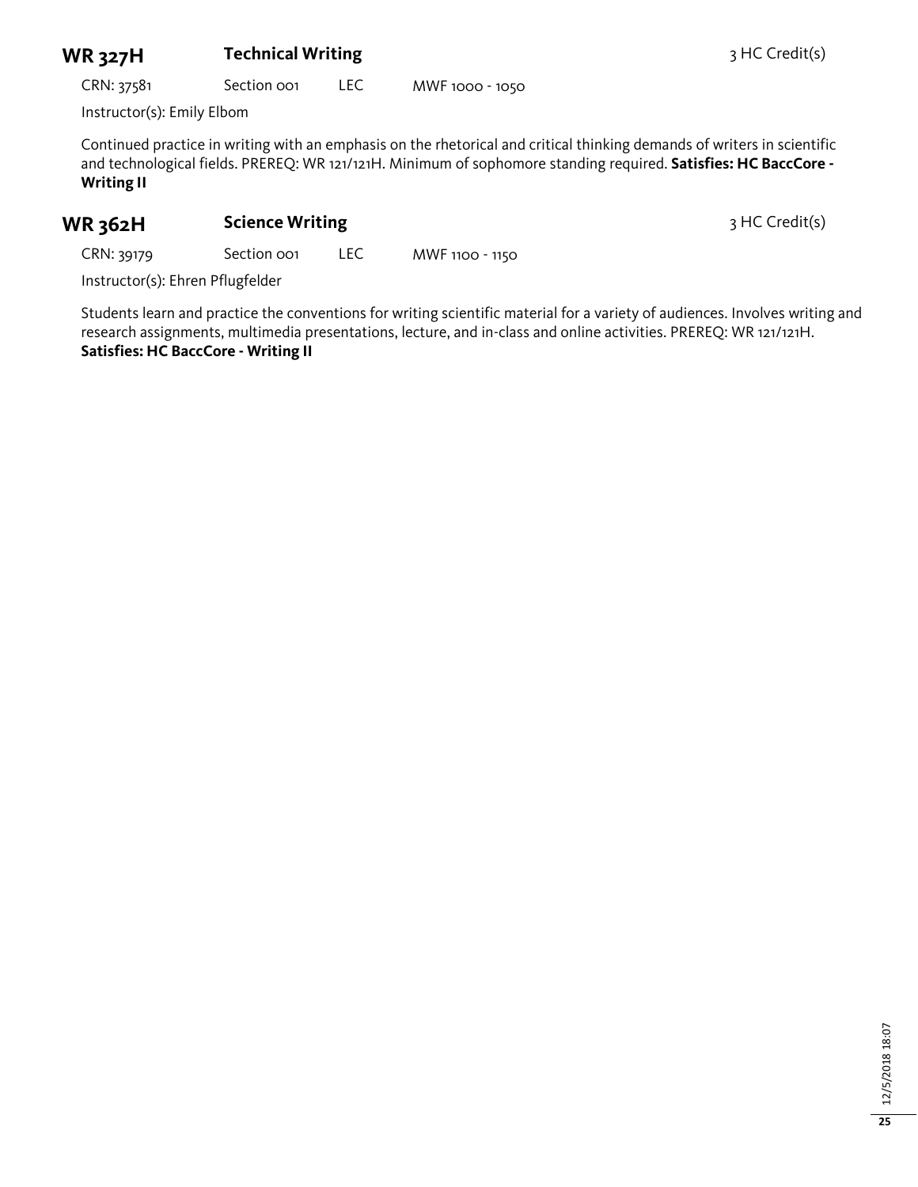## WR 327H **Technical Writing** 3 HC Credit(s)

CRN: 37581 Section 001 LEC MWF 1000 - 1050

Instructor(s): Emily Elbom

Continued practice in writing with an emphasis on the rhetorical and critical thinking demands of writers in scientific and technological fields. PREREQ: WR 121/121H. Minimum of sophomore standing required. **Satisfies: HC BaccCore - Writing II**

## WR 362H **Science Writing** 3 HC Credit(s)

CRN: 39179 Section 001 LEC MWF 1100 - 1150

Instructor(s): Ehren Pflugfelder

Students learn and practice the conventions for writing scientific material for a variety of audiences. Involves writing and research assignments, multimedia presentations, lecture, and in-class and online activities. PREREQ: WR 121/121H. **Satisfies: HC BaccCore - Writing II**